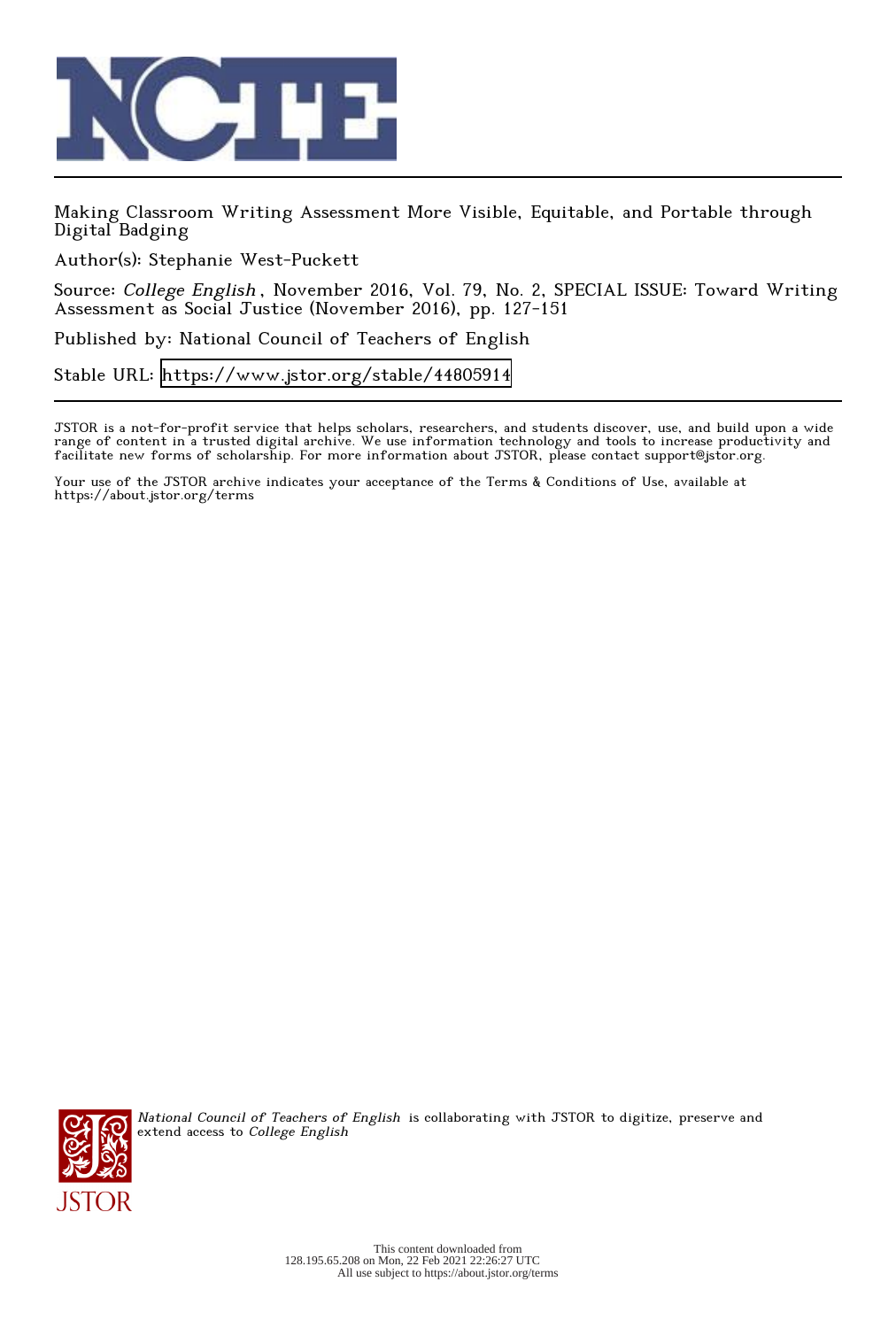Making Classroom Writing Assessment More Visible, Equitable, and Portable through Digital Badging

Author(s): Stephanie West-Puckett

Source: *College English*, November 2016, Vol. 79, No. 2, SPECIAL ISSUE: Toward Writing Assessment as Social Justice (November 2016), pp. 127-151

Published by: National Council of Teachers of English

Stable URL: https://www.jstor.org/stable/44805914

JSTOR is a not-for-profit service that helps scholars, researchers, and students discover, use, and build upon a wide range of content in a trusted digital archive. We use information technology and tools to increase productivity and facilitate new forms of scholarship. For more information about JSTOR, please contact support@jstor.org.

Your use of the JSTOR archive indicates your acceptance of the Terms & Conditions of Use, available at https://about.jstor.org/terms

*National Council of Teachers of English* is collaborating with JSTOR to digitize, preserve and extend access to *College English*

This content downloaded from 128.195.65.208 on Mon, 22 Feb 2021 22:26:27 UTC
All use subject to https://about.jstor.org/terms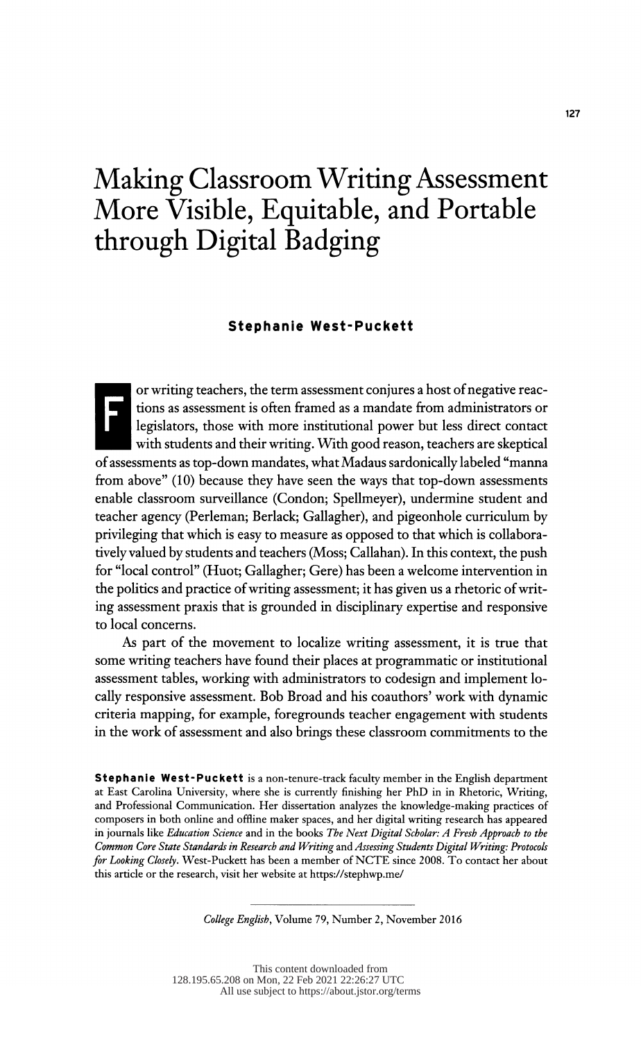# Making Classroom Writing Assessment More Visible, Equitable, and Portable through Digital Badging

**Stephanie West-Puckett**

For writing teachers, the term assessment conjures a host of negative reactions as assessment is often framed as a mandate from administrators or legislators, those with more institutional power but less direct contact with students and their writing. With good reason, teachers are skeptical of assessments as top-down mandates, what Madaus sardonically labeled "manna from above" (10) because they have seen the ways that top-down assessments enable classroom surveillance (Condon; Spellmeyer), undermine student and teacher agency (Perleman; Berlack; Gallagher), and pigeonhole curriculum by privileging that which is easy to measure as opposed to that which is collaboratively valued by students and teachers (Moss; Callahan). In this context, the push for "local control" (Huot; Gallagher; Gere) has been a welcome intervention in the politics and practice of writing assessment; it has given us a rhetoric of writing assessment praxis that is grounded in disciplinary expertise and responsive to local concerns.

As part of the movement to localize writing assessment, it is true that some writing teachers have found their places at programmatic or institutional assessment tables, working with administrators to codesign and implement locally responsive assessment. Bob Broad and his coauthors' work with dynamic criteria mapping, for example, foregrounds teacher engagement with students in the work of assessment and also brings these classroom commitments to the

**Stephanie West-Puckett** is a non-tenure-track faculty member in the English department at East Carolina University, where she is currently finishing her PhD in in Rhetoric, Writing, and Professional Communication. Her dissertation analyzes the knowledge-making practices of composers in both online and offline maker spaces, and her digital writing research has appeared in journals like *Education Science* and in the books *The Next Digital Scholar: A Fresh Approach to the Common Core State Standards in Research and Writing* and *Assessing Students Digital Writing: Protocols for Looking Closely*. West-Puckett has been a member of NCTE since 2008. To contact her about this article or the research, visit her website at https://stephwp.me/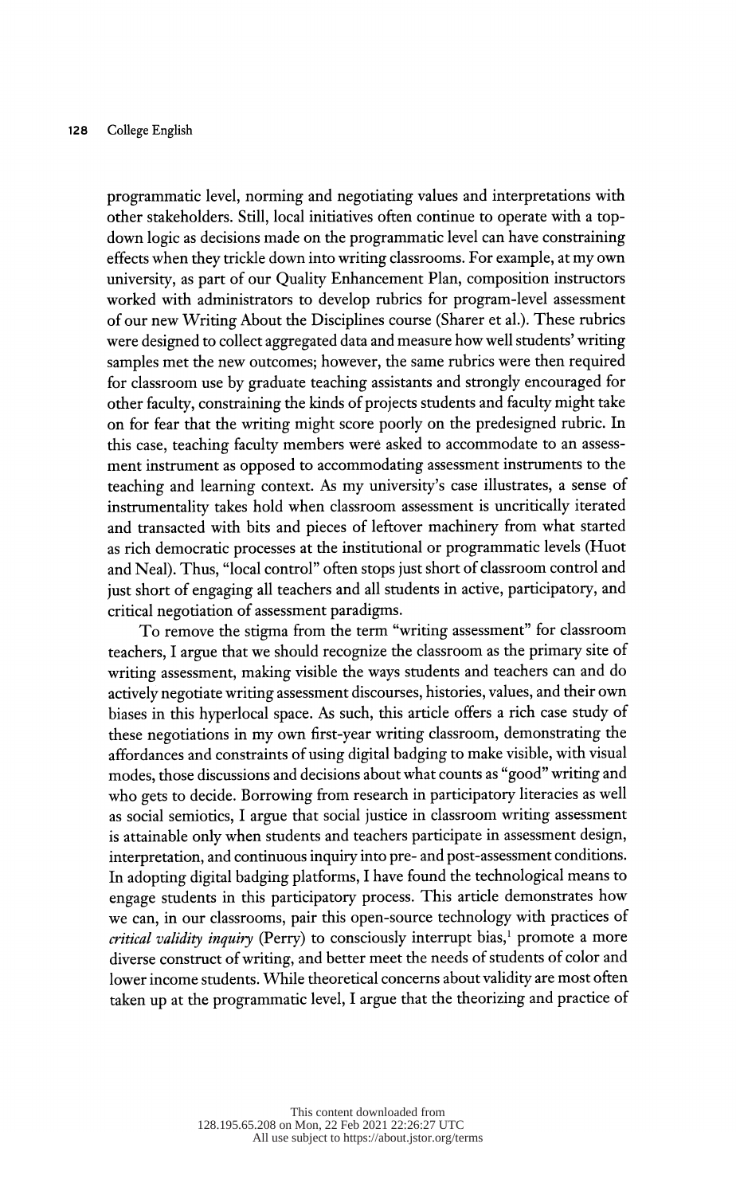programmatic level, norming and negotiating values and interpretations with other stakeholders. Still, local initiatives often continue to operate with a top-down logic as decisions made on the programmatic level can have constraining effects when they trickle down into writing classrooms. For example, at my own university, as part of our Quality Enhancement Plan, composition instructors worked with administrators to develop rubrics for program-level assessment of our new Writing About the Disciplines course (Sharer et al.). These rubrics were designed to collect aggregated data and measure how well students' writing samples met the new outcomes; however, the same rubrics were then required for classroom use by graduate teaching assistants and strongly encouraged for other faculty, constraining the kinds of projects students and faculty might take on for fear that the writing might score poorly on the predesigned rubric. In this case, teaching faculty members were asked to accommodate to an assessment instrument as opposed to accommodating assessment instruments to the teaching and learning context. As my university's case illustrates, a sense of instrumentality takes hold when classroom assessment is uncritically iterated and transacted with bits and pieces of leftover machinery from what started as rich democratic processes at the institutional or programmatic levels (Huot and Neal). Thus, "local control" often stops just short of classroom control and just short of engaging all teachers and all students in active, participatory, and critical negotiation of assessment paradigms.

To remove the stigma from the term "writing assessment" for classroom teachers, I argue that we should recognize the classroom as the primary site of writing assessment, making visible the ways students and teachers can and do actively negotiate writing assessment discourses, histories, values, and their own biases in this hyperlocal space. As such, this article offers a rich case study of these negotiations in my own first-year writing classroom, demonstrating the affordances and constraints of using digital badging to make visible, with visual modes, those discussions and decisions about what counts as "good" writing and who gets to decide. Borrowing from research in participatory literacies as well as social semiotics, I argue that social justice in classroom writing assessment is attainable only when students and teachers participate in assessment design, interpretation, and continuous inquiry into pre- and post-assessment conditions. In adopting digital badging platforms, I have found the technological means to engage students in this participatory process. This article demonstrates how we can, in our classrooms, pair this open-source technology with practices of *critical validity inquiry* (Perry) to consciously interrupt bias,[1] promote a more diverse construct of writing, and better meet the needs of students of color and lower income students. While theoretical concerns about validity are most often taken up at the programmatic level, I argue that the theorizing and practice of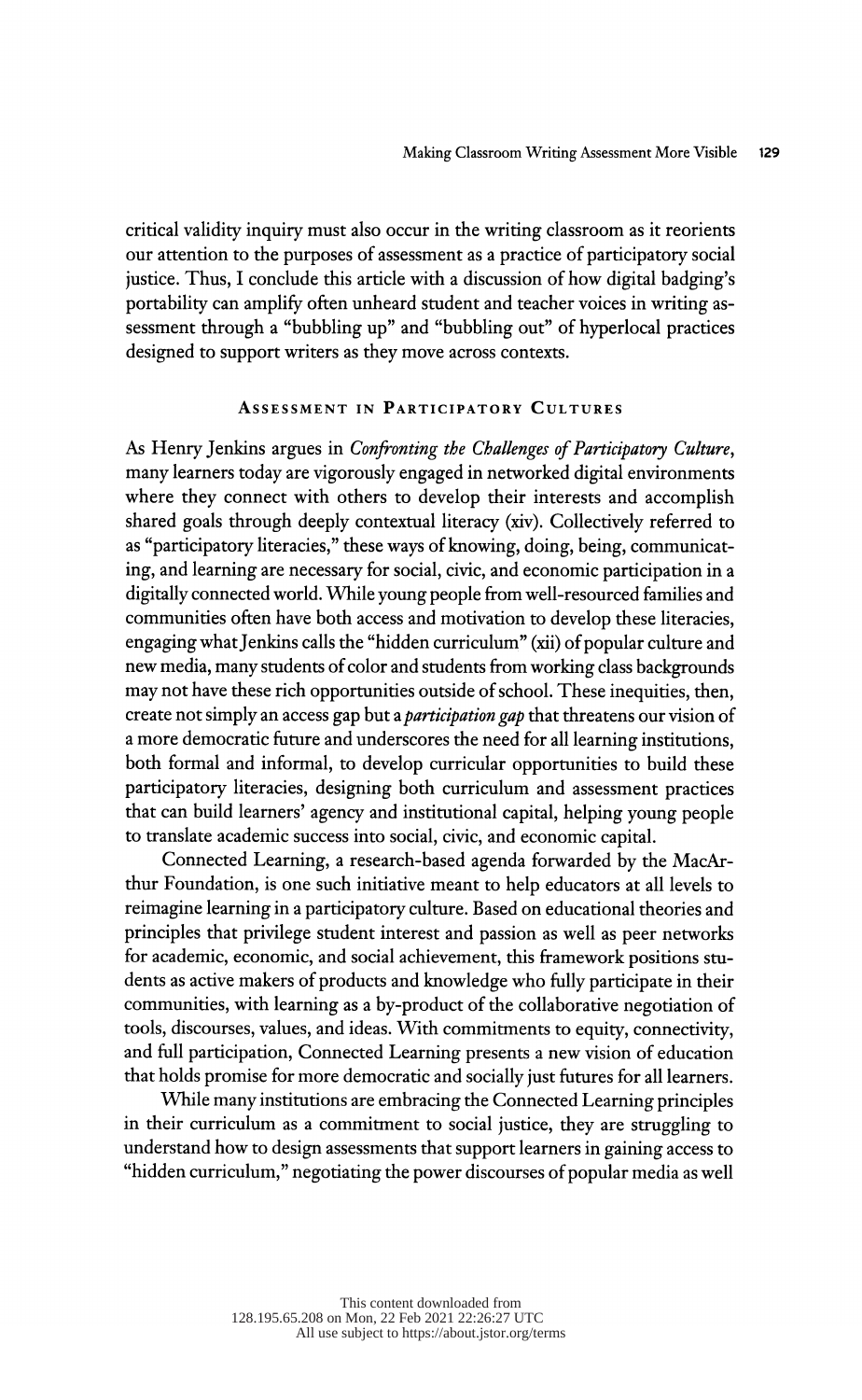critical validity inquiry must also occur in the writing classroom as it reorients our attention to the purposes of assessment as a practice of participatory social justice. Thus, I conclude this article with a discussion of how digital badging's portability can amplify often unheard student and teacher voices in writing assessment through a "bubbling up" and "bubbling out" of hyperlocal practices designed to support writers as they move across contexts.

## Assessment in Participatory Cultures

As Henry Jenkins argues in *Confronting the Challenges of Participatory Culture*, many learners today are vigorously engaged in networked digital environments where they connect with others to develop their interests and accomplish shared goals through deeply contextual literacy (xiv). Collectively referred to as "participatory literacies," these ways of knowing, doing, being, communicating, and learning are necessary for social, civic, and economic participation in a digitally connected world. While young people from well-resourced families and communities often have both access and motivation to develop these literacies, engaging what Jenkins calls the "hidden curriculum" (xii) of popular culture and new media, many students of color and students from working class backgrounds may not have these rich opportunities outside of school. These inequities, then, create not simply an access gap but a *participation gap* that threatens our vision of a more democratic future and underscores the need for all learning institutions, both formal and informal, to develop curricular opportunities to build these participatory literacies, designing both curriculum and assessment practices that can build learners' agency and institutional capital, helping young people to translate academic success into social, civic, and economic capital.

Connected Learning, a research-based agenda forwarded by the MacArthur Foundation, is one such initiative meant to help educators at all levels to reimagine learning in a participatory culture. Based on educational theories and principles that privilege student interest and passion as well as peer networks for academic, economic, and social achievement, this framework positions students as active makers of products and knowledge who fully participate in their communities, with learning as a by-product of the collaborative negotiation of tools, discourses, values, and ideas. With commitments to equity, connectivity, and full participation, Connected Learning presents a new vision of education that holds promise for more democratic and socially just futures for all learners.

While many institutions are embracing the Connected Learning principles in their curriculum as a commitment to social justice, they are struggling to understand how to design assessments that support learners in gaining access to "hidden curriculum," negotiating the power discourses of popular media as well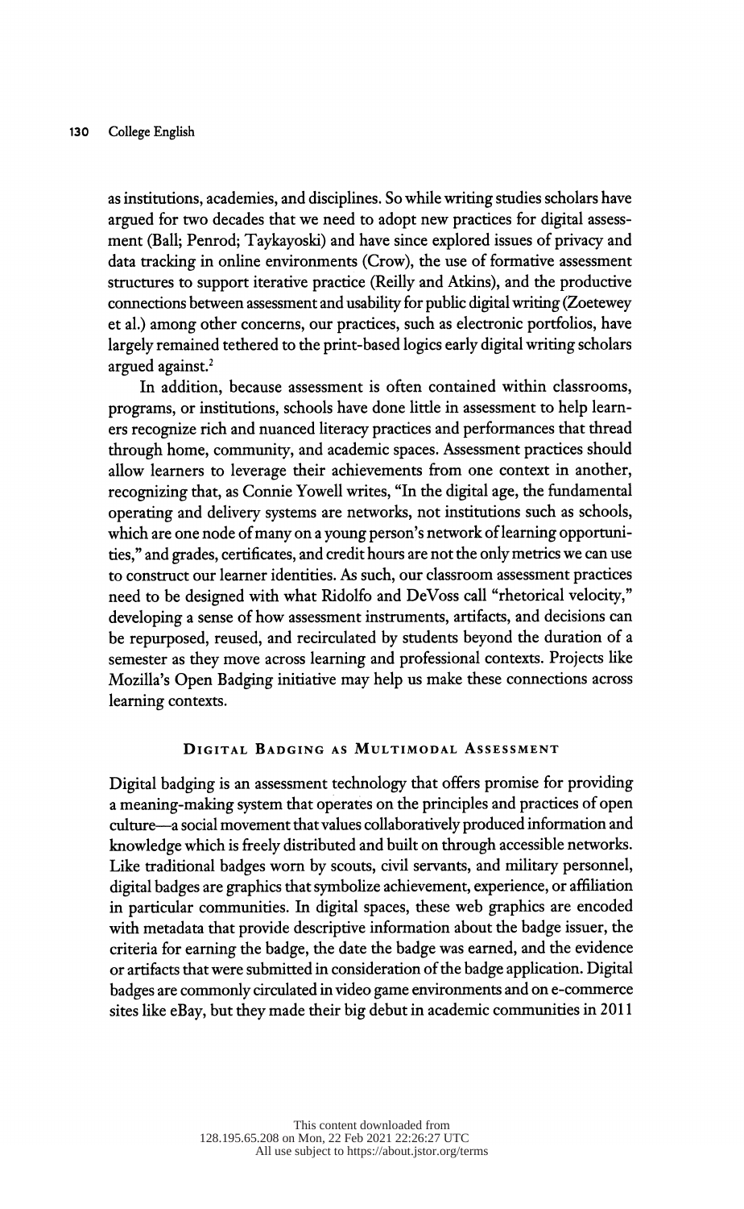as institutions, academies, and disciplines. So while writing studies scholars have argued for two decades that we need to adopt new practices for digital assessment (Ball; Penrod; Taykayoski) and have since explored issues of privacy and data tracking in online environments (Crow), the use of formative assessment structures to support iterative practice (Reilly and Atkins), and the productive connections between assessment and usability for public digital writing (Zoetewey et al.) among other concerns, our practices, such as electronic portfolios, have largely remained tethered to the print-based logics early digital writing scholars argued against.[2]

In addition, because assessment is often contained within classrooms, programs, or institutions, schools have done little in assessment to help learners recognize rich and nuanced literacy practices and performances that thread through home, community, and academic spaces. Assessment practices should allow learners to leverage their achievements from one context in another, recognizing that, as Connie Yowell writes, "In the digital age, the fundamental operating and delivery systems are networks, not institutions such as schools, which are one node of many on a young person's network of learning opportunities," and grades, certificates, and credit hours are not the only metrics we can use to construct our learner identities. As such, our classroom assessment practices need to be designed with what Ridolfo and DeVoss call "rhetorical velocity," developing a sense of how assessment instruments, artifacts, and decisions can be repurposed, reused, and recirculated by students beyond the duration of a semester as they move across learning and professional contexts. Projects like Mozilla's Open Badging initiative may help us make these connections across learning contexts.

## Digital Badging as Multimodal Assessment

Digital badging is an assessment technology that offers promise for providing a meaning-making system that operates on the principles and practices of open culture—a social movement that values collaboratively produced information and knowledge which is freely distributed and built on through accessible networks. Like traditional badges worn by scouts, civil servants, and military personnel, digital badges are graphics that symbolize achievement, experience, or affiliation in particular communities. In digital spaces, these web graphics are encoded with metadata that provide descriptive information about the badge issuer, the criteria for earning the badge, the date the badge was earned, and the evidence or artifacts that were submitted in consideration of the badge application. Digital badges are commonly circulated in video game environments and on e-commerce sites like eBay, but they made their big debut in academic communities in 2011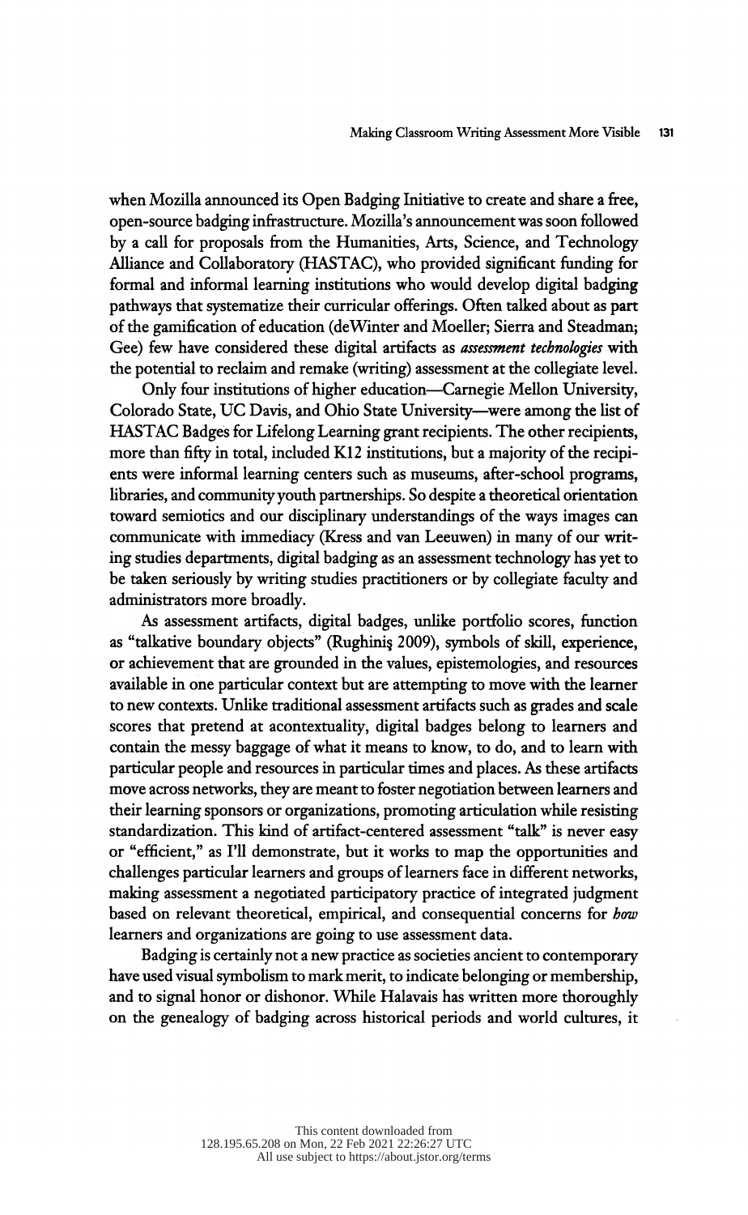when Mozilla announced its Open Badging Initiative to create and share a free, open-source badging infrastructure. Mozilla's announcement was soon followed by a call for proposals from the Humanities, Arts, Science, and Technology Alliance and Collaboratory (HASTAC), who provided significant funding for formal and informal learning institutions who would develop digital badging pathways that systematize their curricular offerings. Often talked about as part of the gamification of education (deWinter and Moeller; Sierra and Steadman; Gee) few have considered these digital artifacts as *assessment technologies* with the potential to reclaim and remake (writing) assessment at the collegiate level.

Only four institutions of higher education—Carnegie Mellon University, Colorado State, UC Davis, and Ohio State University—were among the list of HASTAC Badges for Lifelong Learning grant recipients. The other recipients, more than fifty in total, included K12 institutions, but a majority of the recipients were informal learning centers such as museums, after-school programs, libraries, and community youth partnerships. So despite a theoretical orientation toward semiotics and our disciplinary understandings of the ways images can communicate with immediacy (Kress and van Leeuwen) in many of our writing studies departments, digital badging as an assessment technology has yet to be taken seriously by writing studies practitioners or by collegiate faculty and administrators more broadly.

As assessment artifacts, digital badges, unlike portfolio scores, function as "talkative boundary objects" (Rughiniş 2009), symbols of skill, experience, or achievement that are grounded in the values, epistemologies, and resources available in one particular context but are attempting to move with the learner to new contexts. Unlike traditional assessment artifacts such as grades and scale scores that pretend at acontextuality, digital badges belong to learners and contain the messy baggage of what it means to know, to do, and to learn with particular people and resources in particular times and places. As these artifacts move across networks, they are meant to foster negotiation between learners and their learning sponsors or organizations, promoting articulation while resisting standardization. This kind of artifact-centered assessment "talk" is never easy or "efficient," as I'll demonstrate, but it works to map the opportunities and challenges particular learners and groups of learners face in different networks, making assessment a negotiated participatory practice of integrated judgment based on relevant theoretical, empirical, and consequential concerns for *how* learners and organizations are going to use assessment data.

Badging is certainly not a new practice as societies ancient to contemporary have used visual symbolism to mark merit, to indicate belonging or membership, and to signal honor or dishonor. While Halavais has written more thoroughly on the genealogy of badging across historical periods and world cultures, it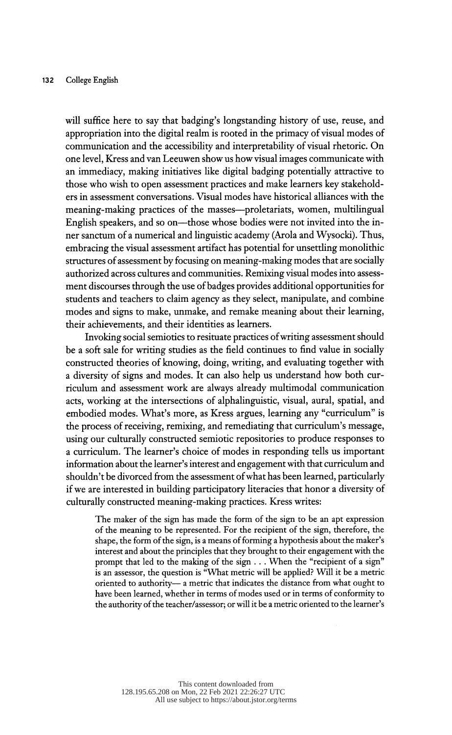will suffice here to say that badging's longstanding history of use, reuse, and appropriation into the digital realm is rooted in the primacy of visual modes of communication and the accessibility and interpretability of visual rhetoric. On one level, Kress and van Leeuwen show us how visual images communicate with an immediacy, making initiatives like digital badging potentially attractive to those who wish to open assessment practices and make learners key stakeholders in assessment conversations. Visual modes have historical alliances with the meaning-making practices of the masses—proletariats, women, multilingual English speakers, and so on—those whose bodies were not invited into the inner sanctum of a numerical and linguistic academy (Arola and Wysocki). Thus, embracing the visual assessment artifact has potential for unsettling monolithic structures of assessment by focusing on meaning-making modes that are socially authorized across cultures and communities. Remixing visual modes into assessment discourses through the use of badges provides additional opportunities for students and teachers to claim agency as they select, manipulate, and combine modes and signs to make, unmake, and remake meaning about their learning, their achievements, and their identities as learners.

Invoking social semiotics to resituate practices of writing assessment should be a soft sale for writing studies as the field continues to find value in socially constructed theories of knowing, doing, writing, and evaluating together with a diversity of signs and modes. It can also help us understand how both curriculum and assessment work are always already multimodal communication acts, working at the intersections of alphalinguistic, visual, aural, spatial, and embodied modes. What's more, as Kress argues, learning any "curriculum" is the process of receiving, remixing, and remediating that curriculum's message, using our culturally constructed semiotic repositories to produce responses to a curriculum. The learner's choice of modes in responding tells us important information about the learner's interest and engagement with that curriculum and shouldn't be divorced from the assessment of what has been learned, particularly if we are interested in building participatory literacies that honor a diversity of culturally constructed meaning-making practices. Kress writes:

> The maker of the sign has made the form of the sign to be an apt expression of the meaning to be represented. For the recipient of the sign, therefore, the shape, the form of the sign, is a means of forming a hypothesis about the maker's interest and about the principles that they brought to their engagement with the prompt that led to the making of the sign . . . When the "recipient of a sign" is an assessor, the question is "What metric will be applied? Will it be a metric oriented to authority— a metric that indicates the distance from what ought to have been learned, whether in terms of modes used or in terms of conformity to the authority of the teacher/assessor; or will it be a metric oriented to the learner's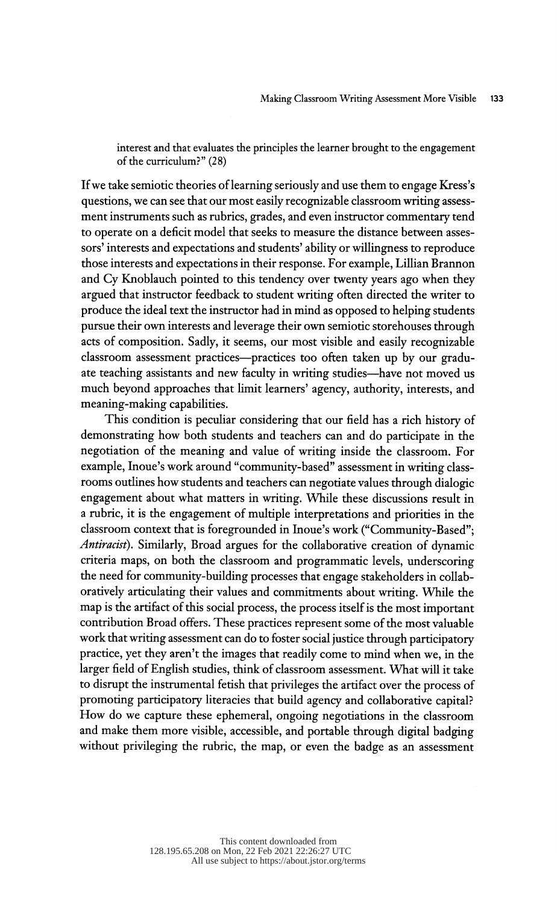interest and that evaluates the principles the learner brought to the engagement of the curriculum?" (28)

If we take semiotic theories of learning seriously and use them to engage Kress's questions, we can see that our most easily recognizable classroom writing assessment instruments such as rubrics, grades, and even instructor commentary tend to operate on a deficit model that seeks to measure the distance between assessors' interests and expectations and students' ability or willingness to reproduce those interests and expectations in their response. For example, Lillian Brannon and Cy Knoblauch pointed to this tendency over twenty years ago when they argued that instructor feedback to student writing often directed the writer to produce the ideal text the instructor had in mind as opposed to helping students pursue their own interests and leverage their own semiotic storehouses through acts of composition. Sadly, it seems, our most visible and easily recognizable classroom assessment practices—practices too often taken up by our graduate teaching assistants and new faculty in writing studies—have not moved us much beyond approaches that limit learners' agency, authority, interests, and meaning-making capabilities.

This condition is peculiar considering that our field has a rich history of demonstrating how both students and teachers can and do participate in the negotiation of the meaning and value of writing inside the classroom. For example, Inoue's work around "community-based" assessment in writing classrooms outlines how students and teachers can negotiate values through dialogic engagement about what matters in writing. While these discussions result in a rubric, it is the engagement of multiple interpretations and priorities in the classroom context that is foregrounded in Inoue's work ("Community-Based"; *Antiracist*). Similarly, Broad argues for the collaborative creation of dynamic criteria maps, on both the classroom and programmatic levels, underscoring the need for community-building processes that engage stakeholders in collaboratively articulating their values and commitments about writing. While the map is the artifact of this social process, the process itself is the most important contribution Broad offers. These practices represent some of the most valuable work that writing assessment can do to foster social justice through participatory practice, yet they aren't the images that readily come to mind when we, in the larger field of English studies, think of classroom assessment. What will it take to disrupt the instrumental fetish that privileges the artifact over the process of promoting participatory literacies that build agency and collaborative capital? How do we capture these ephemeral, ongoing negotiations in the classroom and make them more visible, accessible, and portable through digital badging without privileging the rubric, the map, or even the badge as an assessment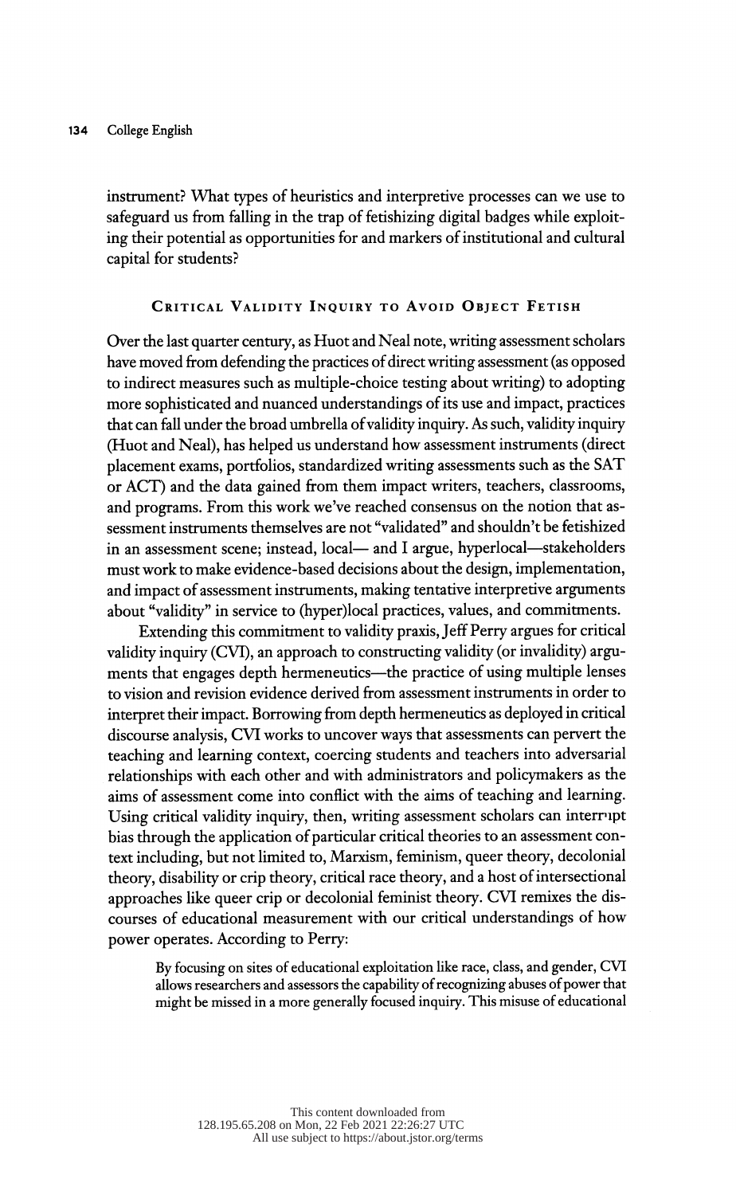instrument? What types of heuristics and interpretive processes can we use to safeguard us from falling in the trap of fetishizing digital badges while exploiting their potential as opportunities for and markers of institutional and cultural capital for students?

## Critical Validity Inquiry to Avoid Object Fetish

Over the last quarter century, as Huot and Neal note, writing assessment scholars have moved from defending the practices of direct writing assessment (as opposed to indirect measures such as multiple-choice testing about writing) to adopting more sophisticated and nuanced understandings of its use and impact, practices that can fall under the broad umbrella of validity inquiry. As such, validity inquiry (Huot and Neal), has helped us understand how assessment instruments (direct placement exams, portfolios, standardized writing assessments such as the SAT or ACT) and the data gained from them impact writers, teachers, classrooms, and programs. From this work we've reached consensus on the notion that assessment instruments themselves are not "validated" and shouldn't be fetishized in an assessment scene; instead, local— and I argue, hyperlocal—stakeholders must work to make evidence-based decisions about the design, implementation, and impact of assessment instruments, making tentative interpretive arguments about "validity" in service to (hyper)local practices, values, and commitments.

Extending this commitment to validity praxis, Jeff Perry argues for critical validity inquiry (CVI), an approach to constructing validity (or invalidity) arguments that engages depth hermeneutics—the practice of using multiple lenses to vision and revision evidence derived from assessment instruments in order to interpret their impact. Borrowing from depth hermeneutics as deployed in critical discourse analysis, CVI works to uncover ways that assessments can pervert the teaching and learning context, coercing students and teachers into adversarial relationships with each other and with administrators and policymakers as the aims of assessment come into conflict with the aims of teaching and learning. Using critical validity inquiry, then, writing assessment scholars can interrupt bias through the application of particular critical theories to an assessment context including, but not limited to, Marxism, feminism, queer theory, decolonial theory, disability or crip theory, critical race theory, and a host of intersectional approaches like queer crip or decolonial feminist theory. CVI remixes the discourses of educational measurement with our critical understandings of how power operates. According to Perry:

> By focusing on sites of educational exploitation like race, class, and gender, CVI allows researchers and assessors the capability of recognizing abuses of power that might be missed in a more generally focused inquiry. This misuse of educational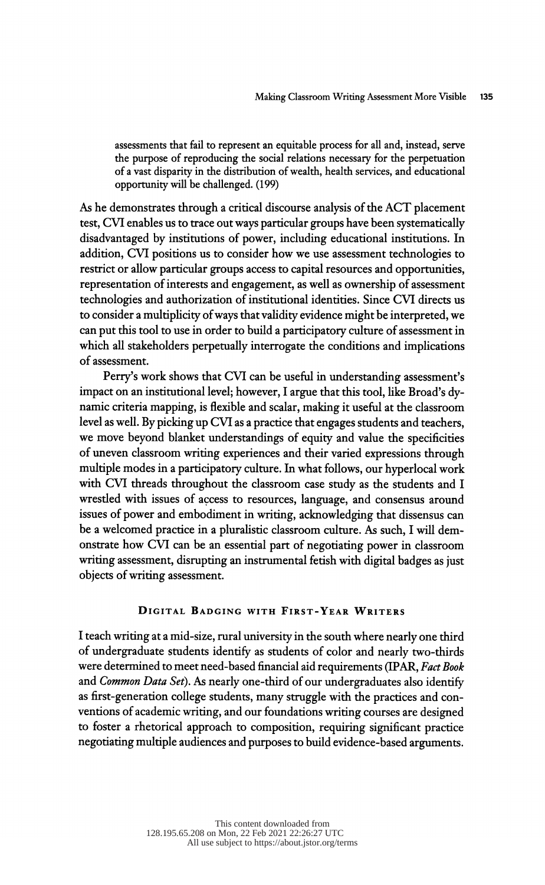> assessments that fail to represent an equitable process for all and, instead, serve the purpose of reproducing the social relations necessary for the perpetuation of a vast disparity in the distribution of wealth, health services, and educational opportunity will be challenged. (199)

As he demonstrates through a critical discourse analysis of the ACT placement test, CVI enables us to trace out ways particular groups have been systematically disadvantaged by institutions of power, including educational institutions. In addition, CVI positions us to consider how we use assessment technologies to restrict or allow particular groups access to capital resources and opportunities, representation of interests and engagement, as well as ownership of assessment technologies and authorization of institutional identities. Since CVI directs us to consider a multiplicity of ways that validity evidence might be interpreted, we can put this tool to use in order to build a participatory culture of assessment in which all stakeholders perpetually interrogate the conditions and implications of assessment.

Perry's work shows that CVI can be useful in understanding assessment's impact on an institutional level; however, I argue that this tool, like Broad's dynamic criteria mapping, is flexible and scalar, making it useful at the classroom level as well. By picking up CVI as a practice that engages students and teachers, we move beyond blanket understandings of equity and value the specificities of uneven classroom writing experiences and their varied expressions through multiple modes in a participatory culture. In what follows, our hyperlocal work with CVI threads throughout the classroom case study as the students and I wrestled with issues of access to resources, language, and consensus around issues of power and embodiment in writing, acknowledging that dissensus can be a welcomed practice in a pluralistic classroom culture. As such, I will demonstrate how CVI can be an essential part of negotiating power in classroom writing assessment, disrupting an instrumental fetish with digital badges as just objects of writing assessment.

## Digital Badging with First-Year Writers

I teach writing at a mid-size, rural university in the south where nearly one third of undergraduate students identify as students of color and nearly two-thirds were determined to meet need-based financial aid requirements (IPAR, *Fact Book* and *Common Data Set*). As nearly one-third of our undergraduates also identify as first-generation college students, many struggle with the practices and conventions of academic writing, and our foundations writing courses are designed to foster a rhetorical approach to composition, requiring significant practice negotiating multiple audiences and purposes to build evidence-based arguments.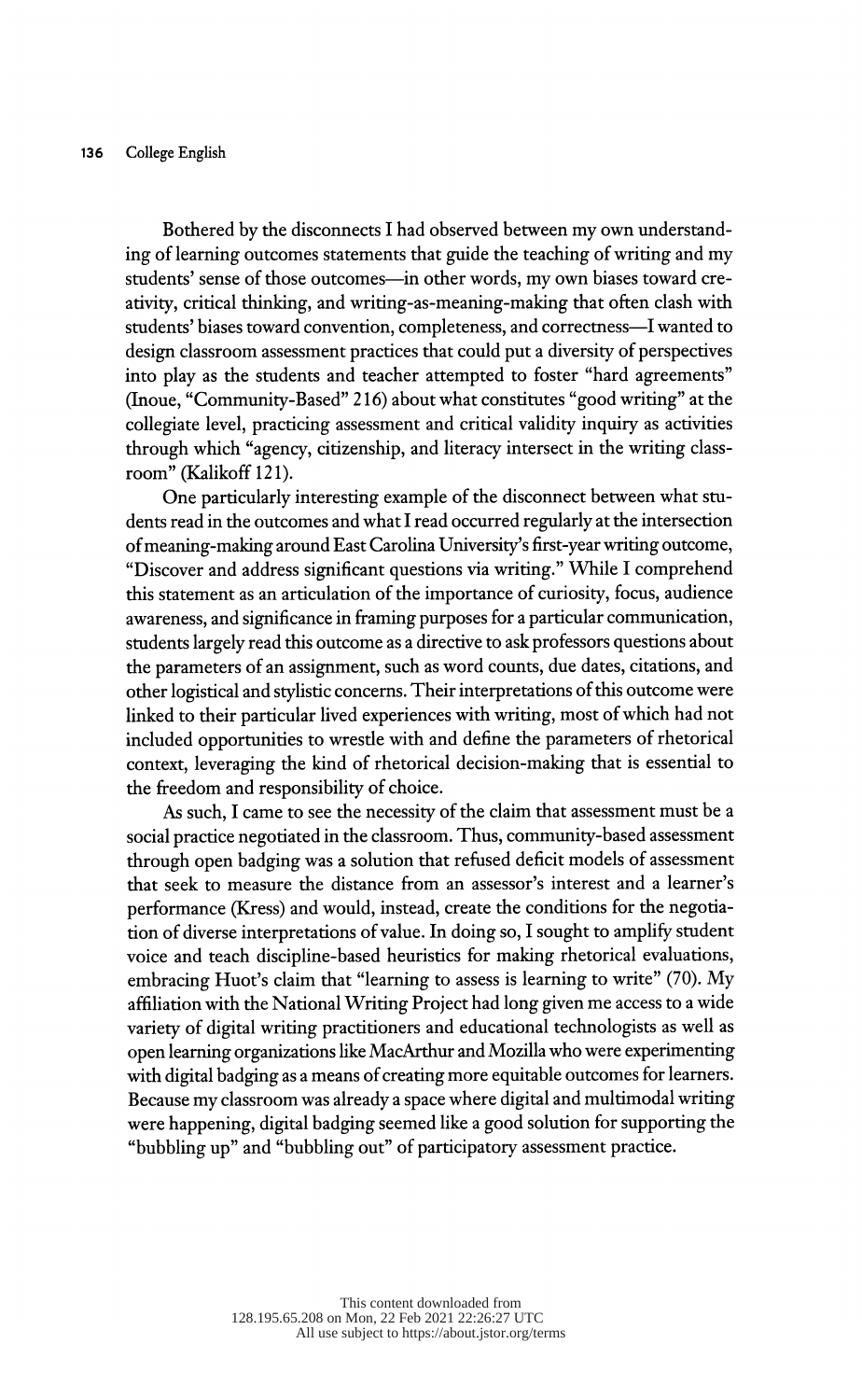Bothered by the disconnects I had observed between my own understanding of learning outcomes statements that guide the teaching of writing and my students' sense of those outcomes—in other words, my own biases toward creativity, critical thinking, and writing-as-meaning-making that often clash with students' biases toward convention, completeness, and correctness—I wanted to design classroom assessment practices that could put a diversity of perspectives into play as the students and teacher attempted to foster "hard agreements" (Inoue, "Community-Based" 216) about what constitutes "good writing" at the collegiate level, practicing assessment and critical validity inquiry as activities through which "agency, citizenship, and literacy intersect in the writing classroom" (Kalikoff 121).

One particularly interesting example of the disconnect between what students read in the outcomes and what I read occurred regularly at the intersection of meaning-making around East Carolina University's first-year writing outcome, "Discover and address significant questions via writing." While I comprehend this statement as an articulation of the importance of curiosity, focus, audience awareness, and significance in framing purposes for a particular communication, students largely read this outcome as a directive to ask professors questions about the parameters of an assignment, such as word counts, due dates, citations, and other logistical and stylistic concerns. Their interpretations of this outcome were linked to their particular lived experiences with writing, most of which had not included opportunities to wrestle with and define the parameters of rhetorical context, leveraging the kind of rhetorical decision-making that is essential to the freedom and responsibility of choice.

As such, I came to see the necessity of the claim that assessment must be a social practice negotiated in the classroom. Thus, community-based assessment through open badging was a solution that refused deficit models of assessment that seek to measure the distance from an assessor's interest and a learner's performance (Kress) and would, instead, create the conditions for the negotiation of diverse interpretations of value. In doing so, I sought to amplify student voice and teach discipline-based heuristics for making rhetorical evaluations, embracing Huot's claim that "learning to assess is learning to write" (70). My affiliation with the National Writing Project had long given me access to a wide variety of digital writing practitioners and educational technologists as well as open learning organizations like MacArthur and Mozilla who were experimenting with digital badging as a means of creating more equitable outcomes for learners. Because my classroom was already a space where digital and multimodal writing were happening, digital badging seemed like a good solution for supporting the "bubbling up" and "bubbling out" of participatory assessment practice.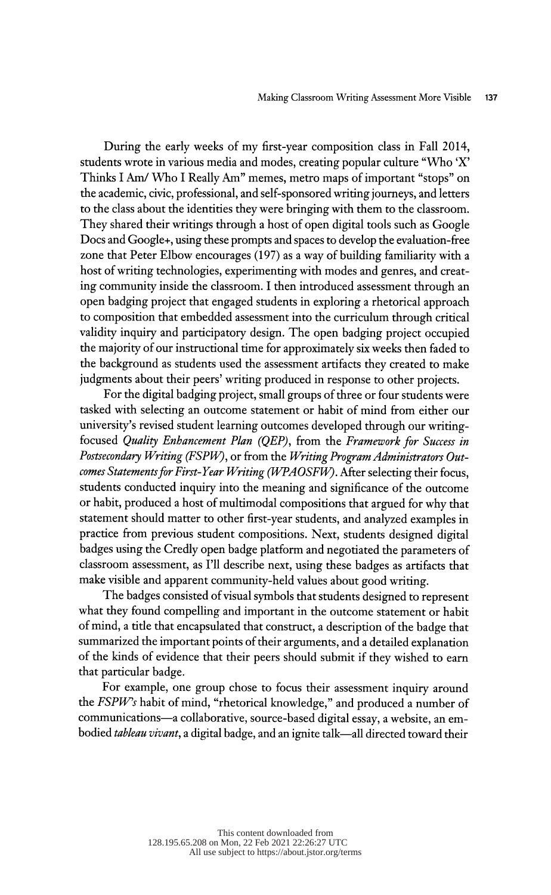During the early weeks of my first-year composition class in Fall 2014, students wrote in various media and modes, creating popular culture "Who 'X' Thinks I Am/ Who I Really Am" memes, metro maps of important "stops" on the academic, civic, professional, and self-sponsored writing journeys, and letters to the class about the identities they were bringing with them to the classroom. They shared their writings through a host of open digital tools such as Google Docs and Google+, using these prompts and spaces to develop the evaluation-free zone that Peter Elbow encourages (197) as a way of building familiarity with a host of writing technologies, experimenting with modes and genres, and creating community inside the classroom. I then introduced assessment through an open badging project that engaged students in exploring a rhetorical approach to composition that embedded assessment into the curriculum through critical validity inquiry and participatory design. The open badging project occupied the majority of our instructional time for approximately six weeks then faded to the background as students used the assessment artifacts they created to make judgments about their peers' writing produced in response to other projects.

For the digital badging project, small groups of three or four students were tasked with selecting an outcome statement or habit of mind from either our university's revised student learning outcomes developed through our writing-focused *Quality Enhancement Plan (QEP)*, from the *Framework for Success in Postsecondary Writing (FSPW)*, or from the *Writing Program Administrators Outcomes Statements for First-Year Writing (WPAOSFW)*. After selecting their focus, students conducted inquiry into the meaning and significance of the outcome or habit, produced a host of multimodal compositions that argued for why that statement should matter to other first-year students, and analyzed examples in practice from previous student compositions. Next, students designed digital badges using the Credly open badge platform and negotiated the parameters of classroom assessment, as I'll describe next, using these badges as artifacts that make visible and apparent community-held values about good writing.

The badges consisted of visual symbols that students designed to represent what they found compelling and important in the outcome statement or habit of mind, a title that encapsulated that construct, a description of the badge that summarized the important points of their arguments, and a detailed explanation of the kinds of evidence that their peers should submit if they wished to earn that particular badge.

For example, one group chose to focus their assessment inquiry around the *FSPW's* habit of mind, "rhetorical knowledge," and produced a number of communications—a collaborative, source-based digital essay, a website, an embodied *tableau vivant*, a digital badge, and an ignite talk—all directed toward their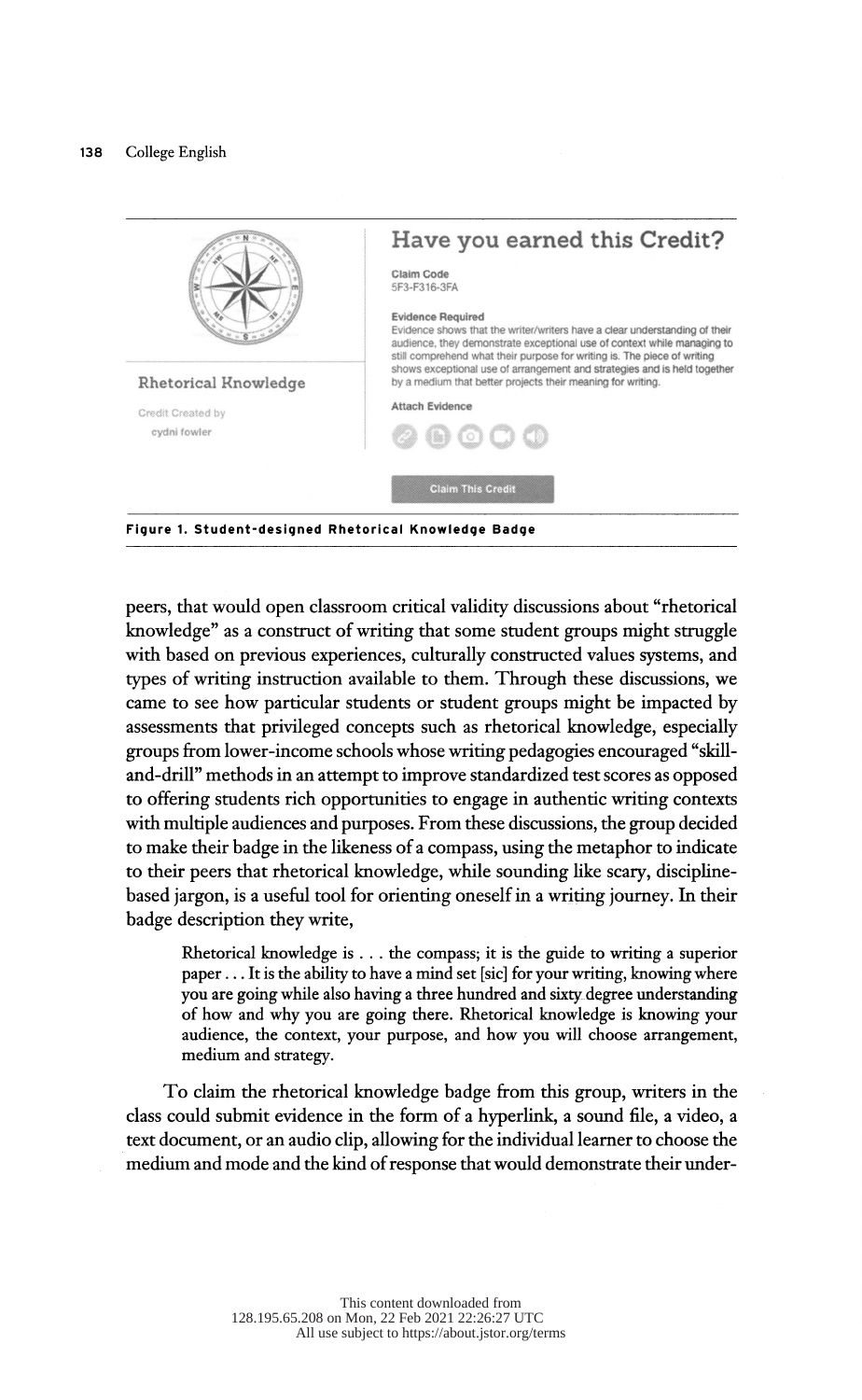Rhetorical Knowledge

Credit Created by
cydni fowler

## Have you earned this Credit?

**Claim Code**
5F3-F316-3FA

**Evidence Required**
Evidence shows that the writer/writers have a clear understanding of their audience, they demonstrate exceptional use of context while managing to still comprehend what their purpose for writing is. The piece of writing shows exceptional use of arrangement and strategies and is held together by a medium that better projects their meaning for writing.

**Attach Evidence**

Claim This Credit

**Figure 1. Student-designed Rhetorical Knowledge Badge**

peers, that would open classroom critical validity discussions about "rhetorical knowledge" as a construct of writing that some student groups might struggle with based on previous experiences, culturally constructed values systems, and types of writing instruction available to them. Through these discussions, we came to see how particular students or student groups might be impacted by assessments that privileged concepts such as rhetorical knowledge, especially groups from lower-income schools whose writing pedagogies encouraged "skill-and-drill" methods in an attempt to improve standardized test scores as opposed to offering students rich opportunities to engage in authentic writing contexts with multiple audiences and purposes. From these discussions, the group decided to make their badge in the likeness of a compass, using the metaphor to indicate to their peers that rhetorical knowledge, while sounding like scary, discipline-based jargon, is a useful tool for orienting oneself in a writing journey. In their badge description they write,

> Rhetorical knowledge is . . . the compass; it is the guide to writing a superior paper . . . It is the ability to have a mind set [sic] for your writing, knowing where you are going while also having a three hundred and sixty degree understanding of how and why you are going there. Rhetorical knowledge is knowing your audience, the context, your purpose, and how you will choose arrangement, medium and strategy.

To claim the rhetorical knowledge badge from this group, writers in the class could submit evidence in the form of a hyperlink, a sound file, a video, a text document, or an audio clip, allowing for the individual learner to choose the medium and mode and the kind of response that would demonstrate their under-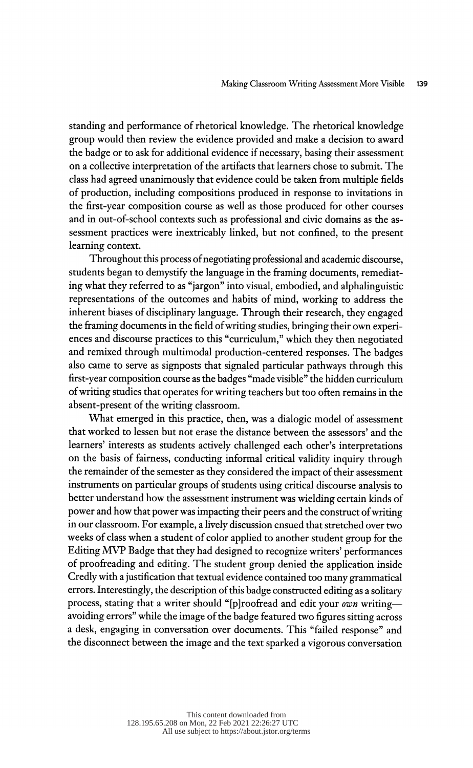standing and performance of rhetorical knowledge. The rhetorical knowledge group would then review the evidence provided and make a decision to award the badge or to ask for additional evidence if necessary, basing their assessment on a collective interpretation of the artifacts that learners chose to submit. The class had agreed unanimously that evidence could be taken from multiple fields of production, including compositions produced in response to invitations in the first-year composition course as well as those produced for other courses and in out-of-school contexts such as professional and civic domains as the assessment practices were inextricably linked, but not confined, to the present learning context.

Throughout this process of negotiating professional and academic discourse, students began to demystify the language in the framing documents, remediating what they referred to as "jargon" into visual, embodied, and alphalinguistic representations of the outcomes and habits of mind, working to address the inherent biases of disciplinary language. Through their research, they engaged the framing documents in the field of writing studies, bringing their own experiences and discourse practices to this "curriculum," which they then negotiated and remixed through multimodal production-centered responses. The badges also came to serve as signposts that signaled particular pathways through this first-year composition course as the badges "made visible" the hidden curriculum of writing studies that operates for writing teachers but too often remains in the absent-present of the writing classroom.

What emerged in this practice, then, was a dialogic model of assessment that worked to lessen but not erase the distance between the assessors' and the learners' interests as students actively challenged each other's interpretations on the basis of fairness, conducting informal critical validity inquiry through the remainder of the semester as they considered the impact of their assessment instruments on particular groups of students using critical discourse analysis to better understand how the assessment instrument was wielding certain kinds of power and how that power was impacting their peers and the construct of writing in our classroom. For example, a lively discussion ensued that stretched over two weeks of class when a student of color applied to another student group for the Editing MVP Badge that they had designed to recognize writers' performances of proofreading and editing. The student group denied the application inside Credly with a justification that textual evidence contained too many grammatical errors. Interestingly, the description of this badge constructed editing as a solitary process, stating that a writer should "[p]roofread and edit your *own* writing—avoiding errors" while the image of the badge featured two figures sitting across a desk, engaging in conversation over documents. This "failed response" and the disconnect between the image and the text sparked a vigorous conversation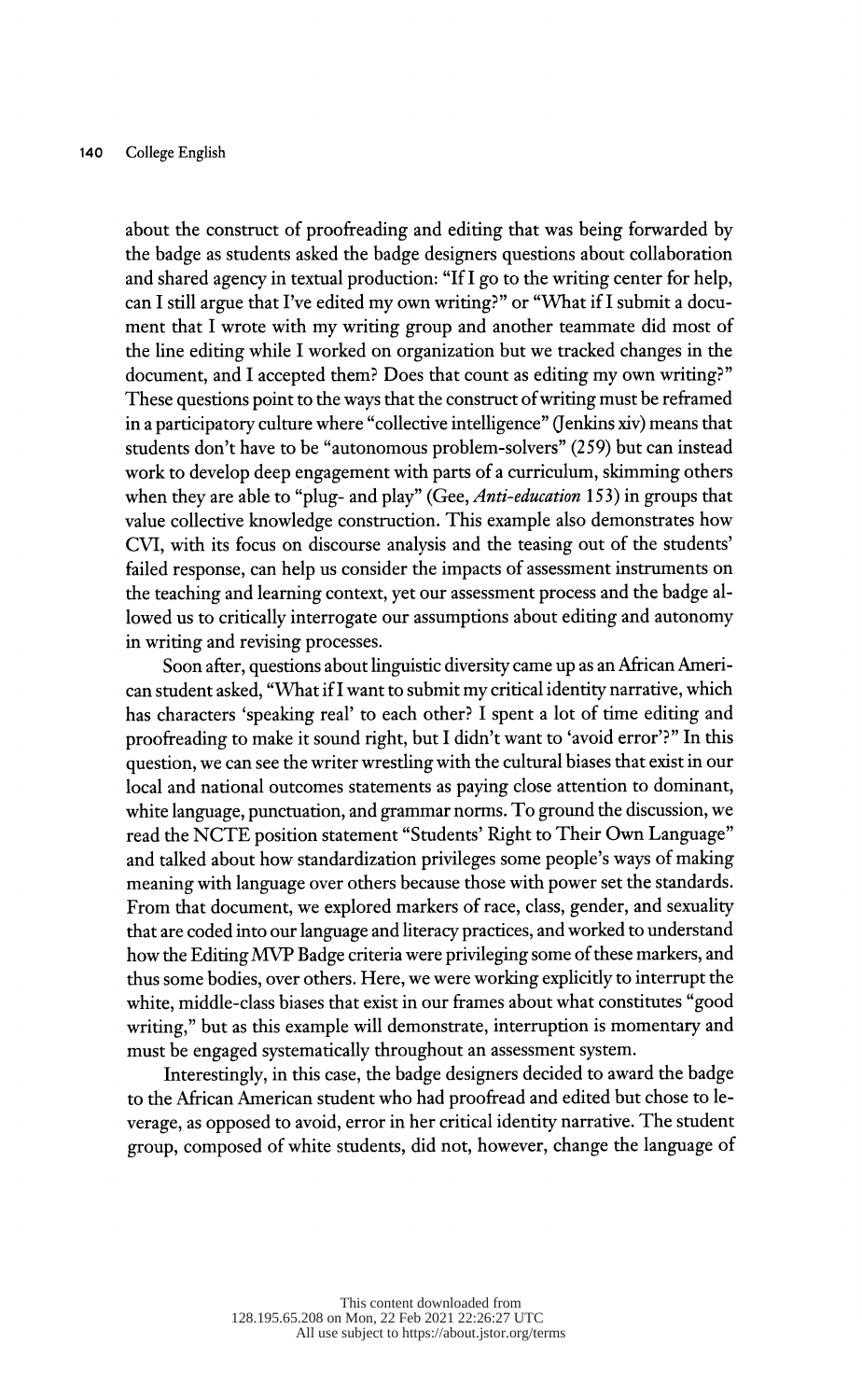about the construct of proofreading and editing that was being forwarded by the badge as students asked the badge designers questions about collaboration and shared agency in textual production: "If I go to the writing center for help, can I still argue that I've edited my own writing?" or "What if I submit a document that I wrote with my writing group and another teammate did most of the line editing while I worked on organization but we tracked changes in the document, and I accepted them? Does that count as editing my own writing?" These questions point to the ways that the construct of writing must be reframed in a participatory culture where "collective intelligence" (Jenkins xiv) means that students don't have to be "autonomous problem-solvers" (259) but can instead work to develop deep engagement with parts of a curriculum, skimming others when they are able to "plug- and play" (Gee, *Anti-education* 153) in groups that value collective knowledge construction. This example also demonstrates how CVI, with its focus on discourse analysis and the teasing out of the students' failed response, can help us consider the impacts of assessment instruments on the teaching and learning context, yet our assessment process and the badge allowed us to critically interrogate our assumptions about editing and autonomy in writing and revising processes.

Soon after, questions about linguistic diversity came up as an African American student asked, "What if I want to submit my critical identity narrative, which has characters 'speaking real' to each other? I spent a lot of time editing and proofreading to make it sound right, but I didn't want to 'avoid error'?" In this question, we can see the writer wrestling with the cultural biases that exist in our local and national outcomes statements as paying close attention to dominant, white language, punctuation, and grammar norms. To ground the discussion, we read the NCTE position statement "Students' Right to Their Own Language" and talked about how standardization privileges some people's ways of making meaning with language over others because those with power set the standards. From that document, we explored markers of race, class, gender, and sexuality that are coded into our language and literacy practices, and worked to understand how the Editing MVP Badge criteria were privileging some of these markers, and thus some bodies, over others. Here, we were working explicitly to interrupt the white, middle-class biases that exist in our frames about what constitutes "good writing," but as this example will demonstrate, interruption is momentary and must be engaged systematically throughout an assessment system.

Interestingly, in this case, the badge designers decided to award the badge to the African American student who had proofread and edited but chose to leverage, as opposed to avoid, error in her critical identity narrative. The student group, composed of white students, did not, however, change the language of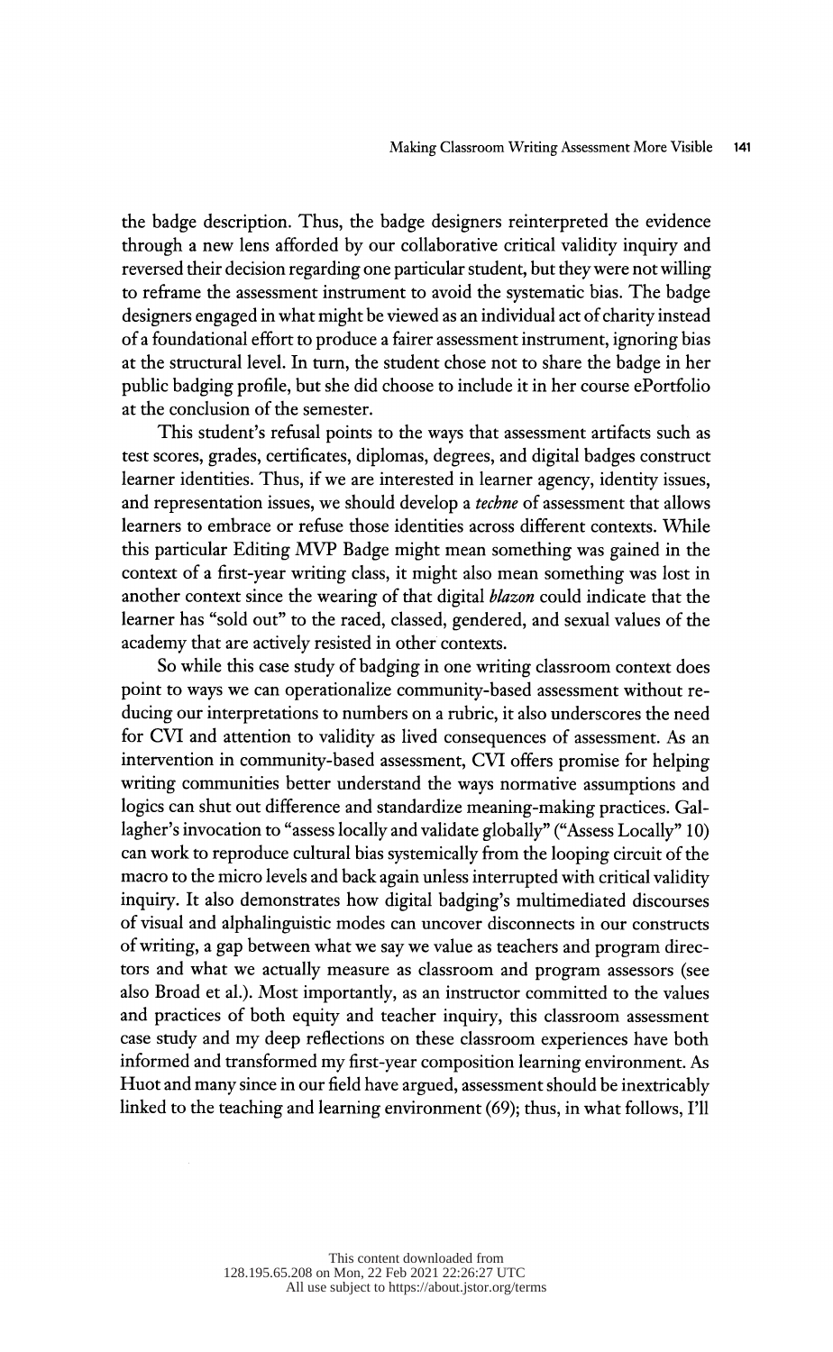the badge description. Thus, the badge designers reinterpreted the evidence through a new lens afforded by our collaborative critical validity inquiry and reversed their decision regarding one particular student, but they were not willing to reframe the assessment instrument to avoid the systematic bias. The badge designers engaged in what might be viewed as an individual act of charity instead of a foundational effort to produce a fairer assessment instrument, ignoring bias at the structural level. In turn, the student chose not to share the badge in her public badging profile, but she did choose to include it in her course ePortfolio at the conclusion of the semester.

This student's refusal points to the ways that assessment artifacts such as test scores, grades, certificates, diplomas, degrees, and digital badges construct learner identities. Thus, if we are interested in learner agency, identity issues, and representation issues, we should develop a *techne* of assessment that allows learners to embrace or refuse those identities across different contexts. While this particular Editing MVP Badge might mean something was gained in the context of a first-year writing class, it might also mean something was lost in another context since the wearing of that digital *blazon* could indicate that the learner has "sold out" to the raced, classed, gendered, and sexual values of the academy that are actively resisted in other contexts.

So while this case study of badging in one writing classroom context does point to ways we can operationalize community-based assessment without reducing our interpretations to numbers on a rubric, it also underscores the need for CVI and attention to validity as lived consequences of assessment. As an intervention in community-based assessment, CVI offers promise for helping writing communities better understand the ways normative assumptions and logics can shut out difference and standardize meaning-making practices. Gallagher's invocation to "assess locally and validate globally" ("Assess Locally" 10) can work to reproduce cultural bias systemically from the looping circuit of the macro to the micro levels and back again unless interrupted with critical validity inquiry. It also demonstrates how digital badging's multimediated discourses of visual and alphalinguistic modes can uncover disconnects in our constructs of writing, a gap between what we say we value as teachers and program directors and what we actually measure as classroom and program assessors (see also Broad et al.). Most importantly, as an instructor committed to the values and practices of both equity and teacher inquiry, this classroom assessment case study and my deep reflections on these classroom experiences have both informed and transformed my first-year composition learning environment. As Huot and many since in our field have argued, assessment should be inextricably linked to the teaching and learning environment (69); thus, in what follows, I'll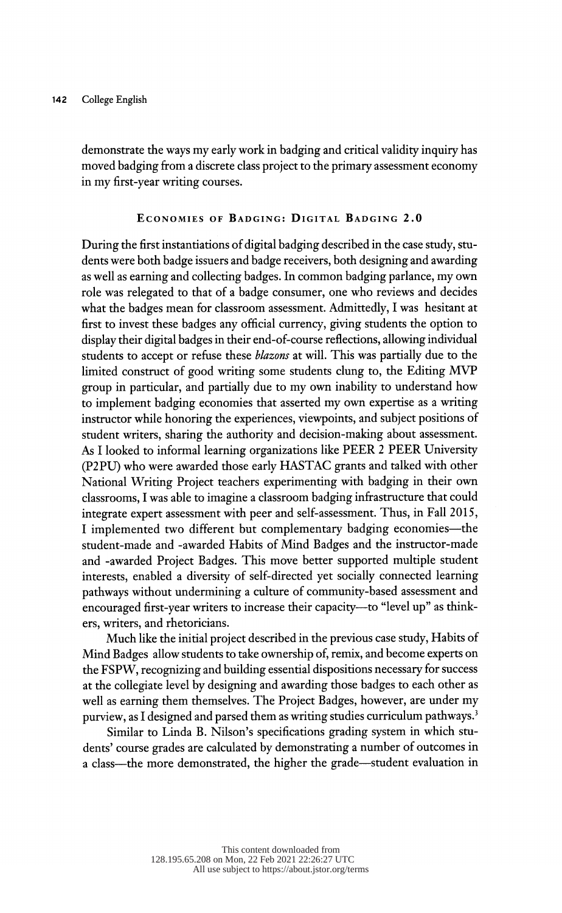demonstrate the ways my early work in badging and critical validity inquiry has moved badging from a discrete class project to the primary assessment economy in my first-year writing courses.

## Economies of Badging: Digital Badging 2.0

During the first instantiations of digital badging described in the case study, students were both badge issuers and badge receivers, both designing and awarding as well as earning and collecting badges. In common badging parlance, my own role was relegated to that of a badge consumer, one who reviews and decides what the badges mean for classroom assessment. Admittedly, I was hesitant at first to invest these badges any official currency, giving students the option to display their digital badges in their end-of-course reflections, allowing individual students to accept or refuse these *blazons* at will. This was partially due to the limited construct of good writing some students clung to, the Editing MVP group in particular, and partially due to my own inability to understand how to implement badging economies that asserted my own expertise as a writing instructor while honoring the experiences, viewpoints, and subject positions of student writers, sharing the authority and decision-making about assessment. As I looked to informal learning organizations like PEER 2 PEER University (P2PU) who were awarded those early HASTAC grants and talked with other National Writing Project teachers experimenting with badging in their own classrooms, I was able to imagine a classroom badging infrastructure that could integrate expert assessment with peer and self-assessment. Thus, in Fall 2015, I implemented two different but complementary badging economies—the student-made and -awarded Habits of Mind Badges and the instructor-made and -awarded Project Badges. This move better supported multiple student interests, enabled a diversity of self-directed yet socially connected learning pathways without undermining a culture of community-based assessment and encouraged first-year writers to increase their capacity—to "level up" as thinkers, writers, and rhetoricians.

Much like the initial project described in the previous case study, Habits of Mind Badges allow students to take ownership of, remix, and become experts on the FSPW, recognizing and building essential dispositions necessary for success at the collegiate level by designing and awarding those badges to each other as well as earning them themselves. The Project Badges, however, are under my purview, as I designed and parsed them as writing studies curriculum pathways.[3]

Similar to Linda B. Nilson's specifications grading system in which students' course grades are calculated by demonstrating a number of outcomes in a class—the more demonstrated, the higher the grade—student evaluation in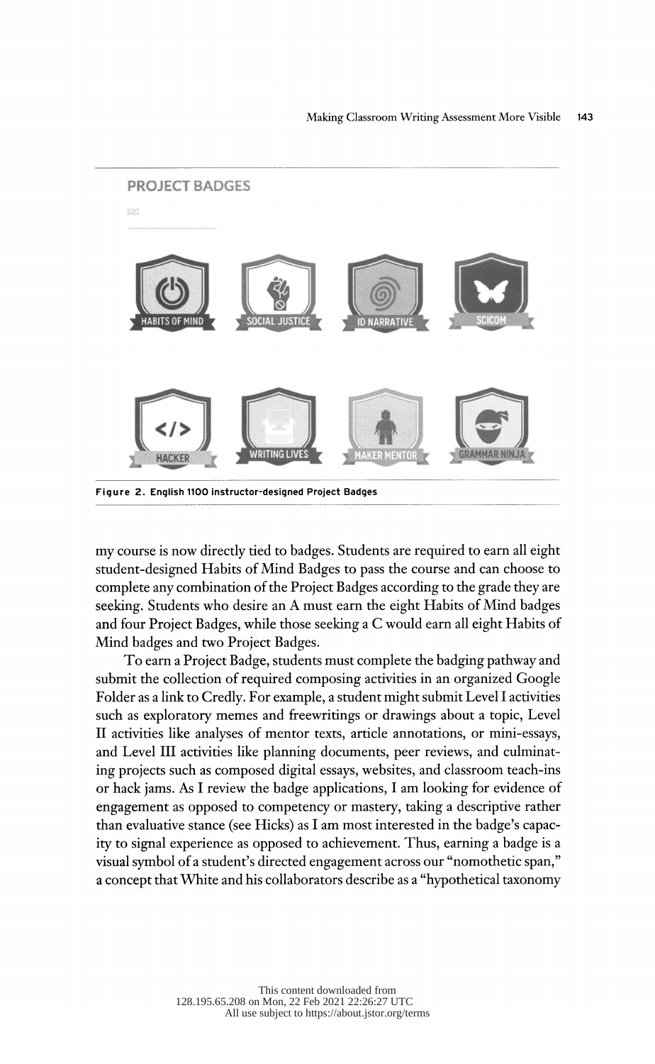**Figure 2. English 1100 instructor-designed Project Badges**

my course is now directly tied to badges. Students are required to earn all eight student-designed Habits of Mind Badges to pass the course and can choose to complete any combination of the Project Badges according to the grade they are seeking. Students who desire an A must earn the eight Habits of Mind badges and four Project Badges, while those seeking a C would earn all eight Habits of Mind badges and two Project Badges.

To earn a Project Badge, students must complete the badging pathway and submit the collection of required composing activities in an organized Google Folder as a link to Credly. For example, a student might submit Level I activities such as exploratory memes and freewritings or drawings about a topic, Level II activities like analyses of mentor texts, article annotations, or mini-essays, and Level III activities like planning documents, peer reviews, and culminating projects such as composed digital essays, websites, and classroom teach-ins or hack jams. As I review the badge applications, I am looking for evidence of engagement as opposed to competency or mastery, taking a descriptive rather than evaluative stance (see Hicks) as I am most interested in the badge's capacity to signal experience as opposed to achievement. Thus, earning a badge is a visual symbol of a student's directed engagement across our "nomothetic span," a concept that White and his collaborators describe as a "hypothetical taxonomy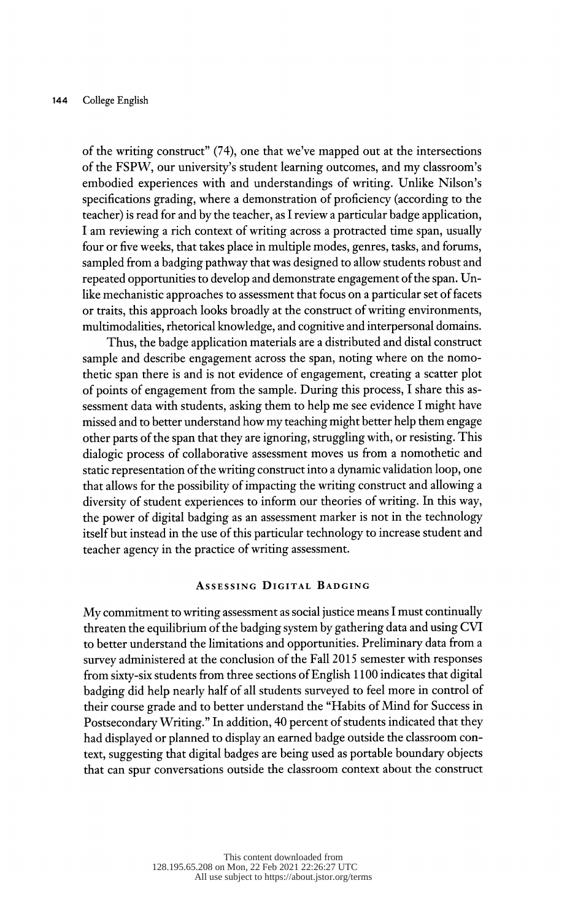of the writing construct" (74), one that we've mapped out at the intersections of the FSPW, our university's student learning outcomes, and my classroom's embodied experiences with and understandings of writing. Unlike Nilson's specifications grading, where a demonstration of proficiency (according to the teacher) is read for and by the teacher, as I review a particular badge application, I am reviewing a rich context of writing across a protracted time span, usually four or five weeks, that takes place in multiple modes, genres, tasks, and forums, sampled from a badging pathway that was designed to allow students robust and repeated opportunities to develop and demonstrate engagement of the span. Unlike mechanistic approaches to assessment that focus on a particular set of facets or traits, this approach looks broadly at the construct of writing environments, multimodalities, rhetorical knowledge, and cognitive and interpersonal domains.

Thus, the badge application materials are a distributed and distal construct sample and describe engagement across the span, noting where on the nomothetic span there is and is not evidence of engagement, creating a scatter plot of points of engagement from the sample. During this process, I share this assessment data with students, asking them to help me see evidence I might have missed and to better understand how my teaching might better help them engage other parts of the span that they are ignoring, struggling with, or resisting. This dialogic process of collaborative assessment moves us from a nomothetic and static representation of the writing construct into a dynamic validation loop, one that allows for the possibility of impacting the writing construct and allowing a diversity of student experiences to inform our theories of writing. In this way, the power of digital badging as an assessment marker is not in the technology itself but instead in the use of this particular technology to increase student and teacher agency in the practice of writing assessment.

## Assessing Digital Badging

My commitment to writing assessment as social justice means I must continually threaten the equilibrium of the badging system by gathering data and using CVI to better understand the limitations and opportunities. Preliminary data from a survey administered at the conclusion of the Fall 2015 semester with responses from sixty-six students from three sections of English 1100 indicates that digital badging did help nearly half of all students surveyed to feel more in control of their course grade and to better understand the "Habits of Mind for Success in Postsecondary Writing." In addition, 40 percent of students indicated that they had displayed or planned to display an earned badge outside the classroom context, suggesting that digital badges are being used as portable boundary objects that can spur conversations outside the classroom context about the construct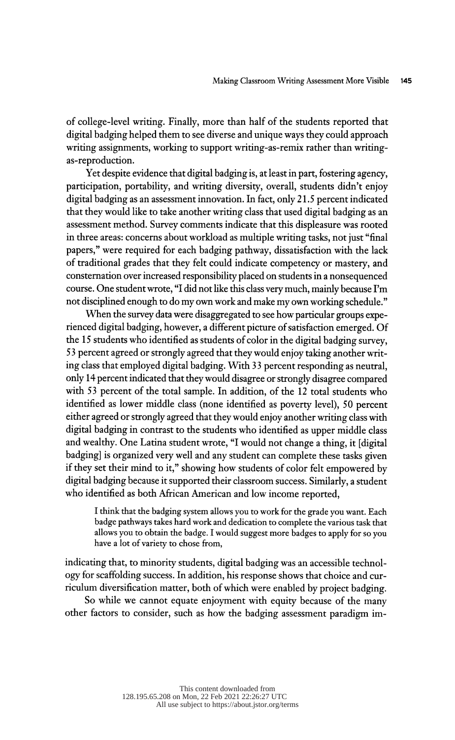of college-level writing. Finally, more than half of the students reported that digital badging helped them to see diverse and unique ways they could approach writing assignments, working to support writing-as-remix rather than writing-as-reproduction.

Yet despite evidence that digital badging is, at least in part, fostering agency, participation, portability, and writing diversity, overall, students didn't enjoy digital badging as an assessment innovation. In fact, only 21.5 percent indicated that they would like to take another writing class that used digital badging as an assessment method. Survey comments indicate that this displeasure was rooted in three areas: concerns about workload as multiple writing tasks, not just "final papers," were required for each badging pathway, dissatisfaction with the lack of traditional grades that they felt could indicate competency or mastery, and consternation over increased responsibility placed on students in a nonsequenced course. One student wrote, "I did not like this class very much, mainly because I'm not disciplined enough to do my own work and make my own working schedule."

When the survey data were disaggregated to see how particular groups experienced digital badging, however, a different picture of satisfaction emerged. Of the 15 students who identified as students of color in the digital badging survey, 53 percent agreed or strongly agreed that they would enjoy taking another writing class that employed digital badging. With 33 percent responding as neutral, only 14 percent indicated that they would disagree or strongly disagree compared with 53 percent of the total sample. In addition, of the 12 total students who identified as lower middle class (none identified as poverty level), 50 percent either agreed or strongly agreed that they would enjoy another writing class with digital badging in contrast to the students who identified as upper middle class and wealthy. One Latina student wrote, "I would not change a thing, it [digital badging] is organized very well and any student can complete these tasks given if they set their mind to it," showing how students of color felt empowered by digital badging because it supported their classroom success. Similarly, a student who identified as both African American and low income reported,

> I think that the badging system allows you to work for the grade you want. Each badge pathways takes hard work and dedication to complete the various task that allows you to obtain the badge. I would suggest more badges to apply for so you have a lot of variety to chose from,

indicating that, to minority students, digital badging was an accessible technology for scaffolding success. In addition, his response shows that choice and curriculum diversification matter, both of which were enabled by project badging.

So while we cannot equate enjoyment with equity because of the many other factors to consider, such as how the badging assessment paradigm im-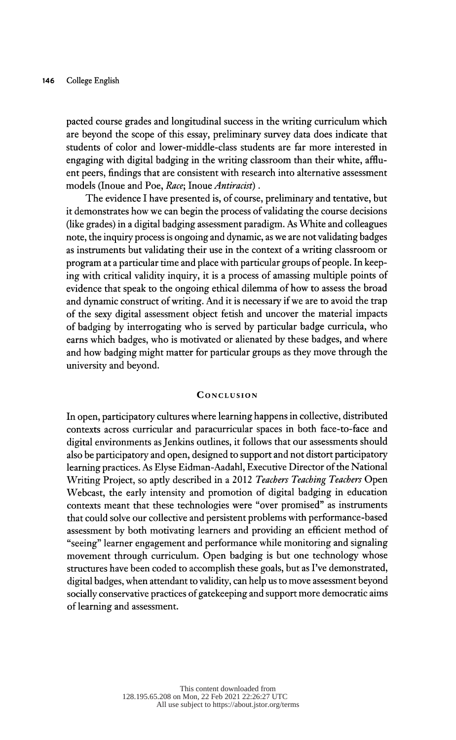pacted course grades and longitudinal success in the writing curriculum which are beyond the scope of this essay, preliminary survey data does indicate that students of color and lower-middle-class students are far more interested in engaging with digital badging in the writing classroom than their white, affluent peers, findings that are consistent with research into alternative assessment models (Inoue and Poe, *Race*; Inoue *Antiracist*) .

The evidence I have presented is, of course, preliminary and tentative, but it demonstrates how we can begin the process of validating the course decisions (like grades) in a digital badging assessment paradigm. As White and colleagues note, the inquiry process is ongoing and dynamic, as we are not validating badges as instruments but validating their use in the context of a writing classroom or program at a particular time and place with particular groups of people. In keeping with critical validity inquiry, it is a process of amassing multiple points of evidence that speak to the ongoing ethical dilemma of how to assess the broad and dynamic construct of writing. And it is necessary if we are to avoid the trap of the sexy digital assessment object fetish and uncover the material impacts of badging by interrogating who is served by particular badge curricula, who earns which badges, who is motivated or alienated by these badges, and where and how badging might matter for particular groups as they move through the university and beyond.

## Conclusion

In open, participatory cultures where learning happens in collective, distributed contexts across curricular and paracurricular spaces in both face-to-face and digital environments as Jenkins outlines, it follows that our assessments should also be participatory and open, designed to support and not distort participatory learning practices. As Elyse Eidman-Aadahl, Executive Director of the National Writing Project, so aptly described in a 2012 *Teachers Teaching Teachers* Open Webcast, the early intensity and promotion of digital badging in education contexts meant that these technologies were "over promised" as instruments that could solve our collective and persistent problems with performance-based assessment by both motivating learners and providing an efficient method of "seeing" learner engagement and performance while monitoring and signaling movement through curriculum. Open badging is but one technology whose structures have been coded to accomplish these goals, but as I've demonstrated, digital badges, when attendant to validity, can help us to move assessment beyond socially conservative practices of gatekeeping and support more democratic aims of learning and assessment.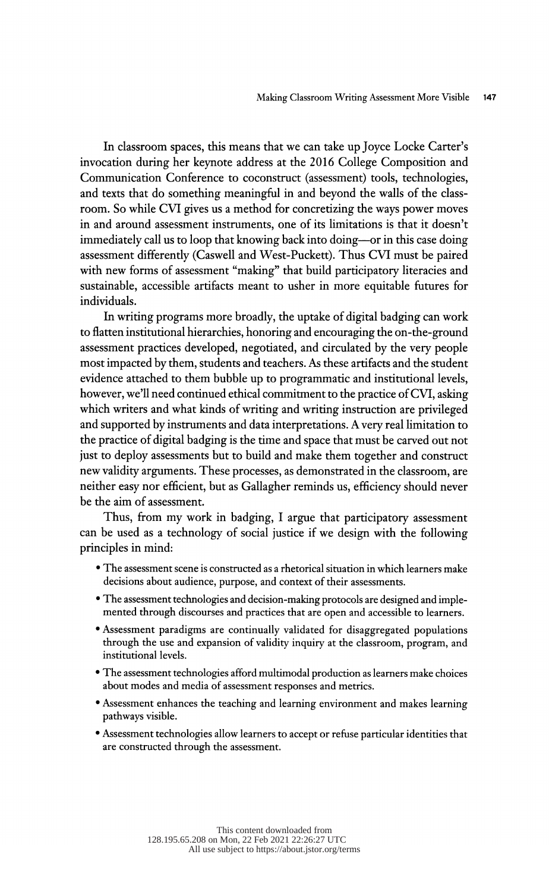In classroom spaces, this means that we can take up Joyce Locke Carter's invocation during her keynote address at the 2016 College Composition and Communication Conference to coconstruct (assessment) tools, technologies, and texts that do something meaningful in and beyond the walls of the classroom. So while CVI gives us a method for concretizing the ways power moves in and around assessment instruments, one of its limitations is that it doesn't immediately call us to loop that knowing back into doing—or in this case doing assessment differently (Caswell and West-Puckett). Thus CVI must be paired with new forms of assessment "making" that build participatory literacies and sustainable, accessible artifacts meant to usher in more equitable futures for individuals.

In writing programs more broadly, the uptake of digital badging can work to flatten institutional hierarchies, honoring and encouraging the on-the-ground assessment practices developed, negotiated, and circulated by the very people most impacted by them, students and teachers. As these artifacts and the student evidence attached to them bubble up to programmatic and institutional levels, however, we'll need continued ethical commitment to the practice of CVI, asking which writers and what kinds of writing and writing instruction are privileged and supported by instruments and data interpretations. A very real limitation to the practice of digital badging is the time and space that must be carved out not just to deploy assessments but to build and make them together and construct new validity arguments. These processes, as demonstrated in the classroom, are neither easy nor efficient, but as Gallagher reminds us, efficiency should never be the aim of assessment.

Thus, from my work in badging, I argue that participatory assessment can be used as a technology of social justice if we design with the following principles in mind:

- The assessment scene is constructed as a rhetorical situation in which learners make decisions about audience, purpose, and context of their assessments.
- The assessment technologies and decision-making protocols are designed and implemented through discourses and practices that are open and accessible to learners.
- Assessment paradigms are continually validated for disaggregated populations through the use and expansion of validity inquiry at the classroom, program, and institutional levels.
- The assessment technologies afford multimodal production as learners make choices about modes and media of assessment responses and metrics.
- Assessment enhances the teaching and learning environment and makes learning pathways visible.
- Assessment technologies allow learners to accept or refuse particular identities that are constructed through the assessment.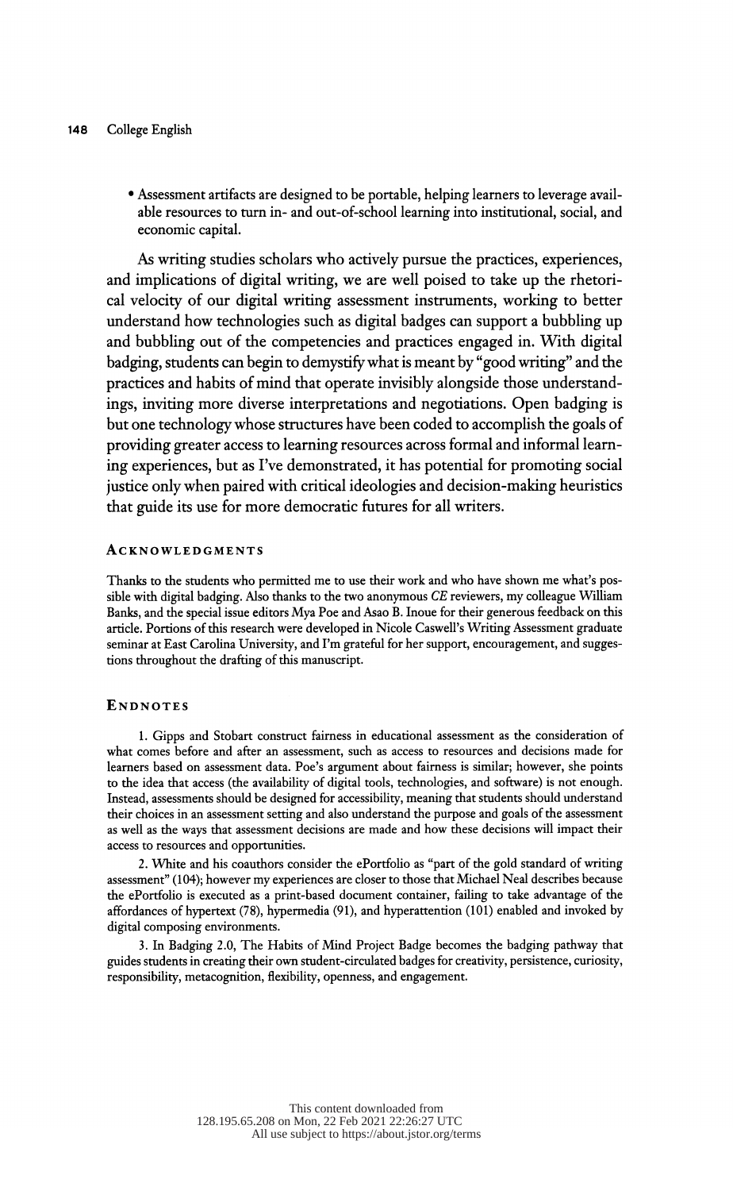- Assessment artifacts are designed to be portable, helping learners to leverage available resources to turn in- and out-of-school learning into institutional, social, and economic capital.

As writing studies scholars who actively pursue the practices, experiences, and implications of digital writing, we are well poised to take up the rhetorical velocity of our digital writing assessment instruments, working to better understand how technologies such as digital badges can support a bubbling up and bubbling out of the competencies and practices engaged in. With digital badging, students can begin to demystify what is meant by "good writing" and the practices and habits of mind that operate invisibly alongside those understandings, inviting more diverse interpretations and negotiations. Open badging is but one technology whose structures have been coded to accomplish the goals of providing greater access to learning resources across formal and informal learning experiences, but as I've demonstrated, it has potential for promoting social justice only when paired with critical ideologies and decision-making heuristics that guide its use for more democratic futures for all writers.

## Acknowledgments

Thanks to the students who permitted me to use their work and who have shown me what's possible with digital badging. Also thanks to the two anonymous *CE* reviewers, my colleague William Banks, and the special issue editors Mya Poe and Asao B. Inoue for their generous feedback on this article. Portions of this research were developed in Nicole Caswell's Writing Assessment graduate seminar at East Carolina University, and I'm grateful for her support, encouragement, and suggestions throughout the drafting of this manuscript.

## Endnotes

1. Gipps and Stobart construct fairness in educational assessment as the consideration of what comes before and after an assessment, such as access to resources and decisions made for learners based on assessment data. Poe's argument about fairness is similar; however, she points to the idea that access (the availability of digital tools, technologies, and software) is not enough. Instead, assessments should be designed for accessibility, meaning that students should understand their choices in an assessment setting and also understand the purpose and goals of the assessment as well as the ways that assessment decisions are made and how these decisions will impact their access to resources and opportunities.

2. White and his coauthors consider the ePortfolio as "part of the gold standard of writing assessment" (104); however my experiences are closer to those that Michael Neal describes because the ePortfolio is executed as a print-based document container, failing to take advantage of the affordances of hypertext (78), hypermedia (91), and hyperattention (101) enabled and invoked by digital composing environments.

3. In Badging 2.0, The Habits of Mind Project Badge becomes the badging pathway that guides students in creating their own student-circulated badges for creativity, persistence, curiosity, responsibility, metacognition, flexibility, openness, and engagement.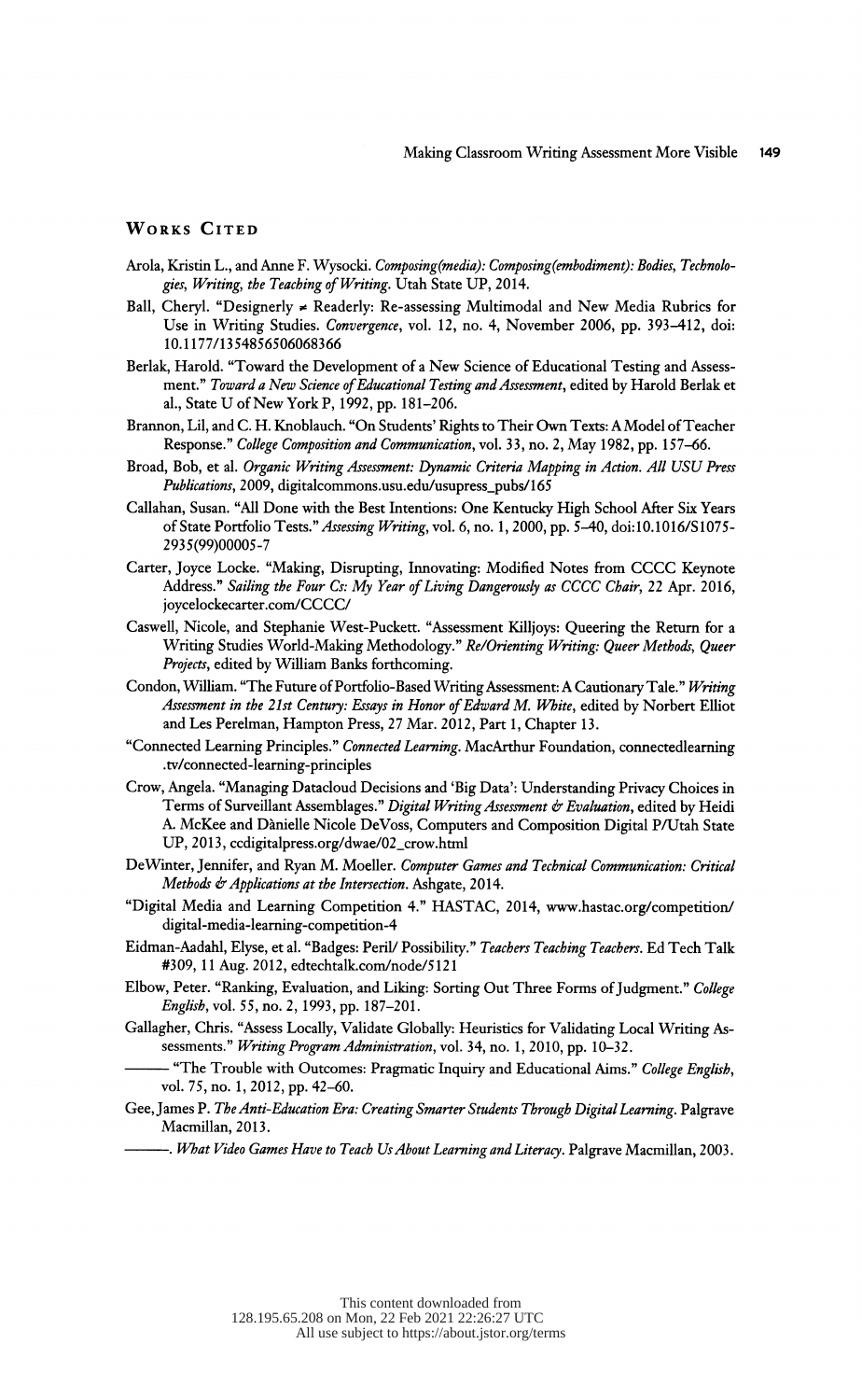## Works Cited

Arola, Kristin L., and Anne F. Wysocki. *Composing(media): Composing(embodiment): Bodies, Technologies, Writing, the Teaching of Writing*. Utah State UP, 2014.

Ball, Cheryl. "Designerly ≠ Readerly: Re-assessing Multimodal and New Media Rubrics for Use in Writing Studies. *Convergence*, vol. 12, no. 4, November 2006, pp. 393–412, doi: 10.1177/1354856506068366

Berlak, Harold. "Toward the Development of a New Science of Educational Testing and Assessment." *Toward a New Science of Educational Testing and Assessment*, edited by Harold Berlak et al., State U of New York P, 1992, pp. 181–206.

Brannon, Lil, and C. H. Knoblauch. "On Students' Rights to Their Own Texts: A Model of Teacher Response." *College Composition and Communication*, vol. 33, no. 2, May 1982, pp. 157–66.

Broad, Bob, et al. *Organic Writing Assessment: Dynamic Criteria Mapping in Action. All USU Press Publications*, 2009, digitalcommons.usu.edu/usupress_pubs/165

Callahan, Susan. "All Done with the Best Intentions: One Kentucky High School After Six Years of State Portfolio Tests." *Assessing Writing*, vol. 6, no. 1, 2000, pp. 5–40, doi:10.1016/S1075-2935(99)00005-7

Carter, Joyce Locke. "Making, Disrupting, Innovating: Modified Notes from CCCC Keynote Address." *Sailing the Four Cs: My Year of Living Dangerously as CCCC Chair*, 22 Apr. 2016, joycelockecarter.com/CCCC/

Caswell, Nicole, and Stephanie West-Puckett. "Assessment Killjoys: Queering the Return for a Writing Studies World-Making Methodology." *Re/Orienting Writing: Queer Methods, Queer Projects*, edited by William Banks forthcoming.

Condon, William. "The Future of Portfolio-Based Writing Assessment: A Cautionary Tale." *Writing Assessment in the 21st Century: Essays in Honor of Edward M. White*, edited by Norbert Elliot and Les Perelman, Hampton Press, 27 Mar. 2012, Part 1, Chapter 13.

"Connected Learning Principles." *Connected Learning*. MacArthur Foundation, connectedlearning .tv/connected-learning-principles

Crow, Angela. "Managing Datacloud Decisions and 'Big Data': Understanding Privacy Choices in Terms of Surveillant Assemblages." *Digital Writing Assessment & Evaluation*, edited by Heidi A. McKee and Dànielle Nicole DeVoss, Computers and Composition Digital P/Utah State UP, 2013, ccdigitalpress.org/dwae/02_crow.html

DeWinter, Jennifer, and Ryan M. Moeller. *Computer Games and Technical Communication: Critical Methods & Applications at the Intersection*. Ashgate, 2014.

"Digital Media and Learning Competition 4." HASTAC, 2014, www.hastac.org/competition/digital-media-learning-competition-4

Eidman-Aadahl, Elyse, et al. "Badges: Peril/ Possibility." *Teachers Teaching Teachers*. Ed Tech Talk #309, 11 Aug. 2012, edtechtalk.com/node/5121

Elbow, Peter. "Ranking, Evaluation, and Liking: Sorting Out Three Forms of Judgment." *College English*, vol. 55, no. 2, 1993, pp. 187–201.

Gallagher, Chris. "Assess Locally, Validate Globally: Heuristics for Validating Local Writing Assessments." *Writing Program Administration*, vol. 34, no. 1, 2010, pp. 10–32.

——— "The Trouble with Outcomes: Pragmatic Inquiry and Educational Aims." *College English*, vol. 75, no. 1, 2012, pp. 42–60.

Gee, James P. *The Anti-Education Era: Creating Smarter Students Through Digital Learning*. Palgrave Macmillan, 2013.

———. *What Video Games Have to Teach Us About Learning and Literacy*. Palgrave Macmillan, 2003.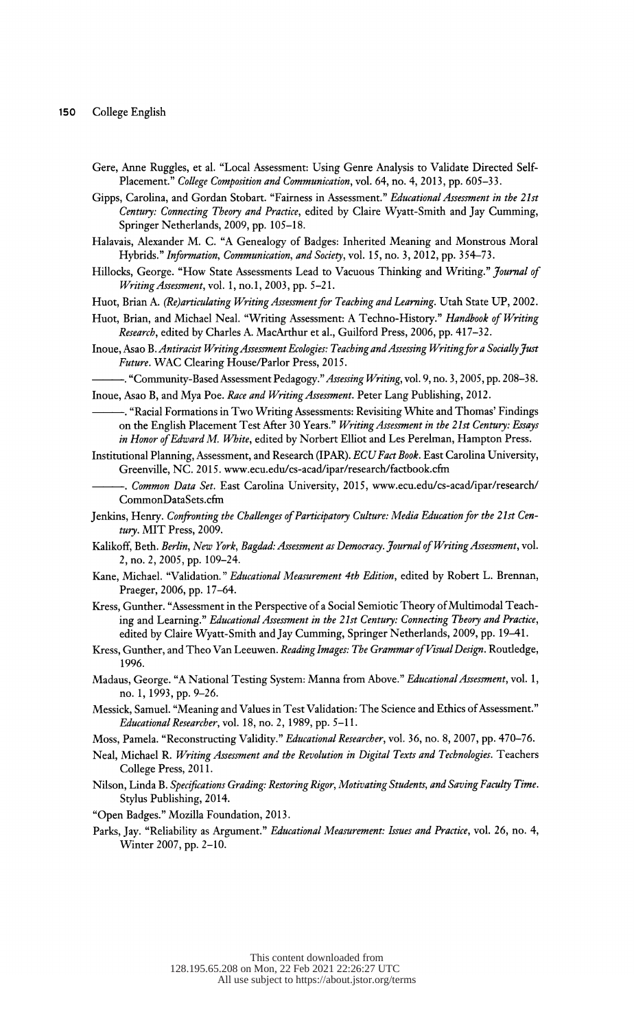Gere, Anne Ruggles, et al. "Local Assessment: Using Genre Analysis to Validate Directed Self-Placement." *College Composition and Communication*, vol. 64, no. 4, 2013, pp. 605–33.

Gipps, Carolina, and Gordan Stobart. "Fairness in Assessment." *Educational Assessment in the 21st Century: Connecting Theory and Practice*, edited by Claire Wyatt-Smith and Jay Cumming, Springer Netherlands, 2009, pp. 105–18.

Halavais, Alexander M. C. "A Genealogy of Badges: Inherited Meaning and Monstrous Moral Hybrids." *Information, Communication, and Society*, vol. 15, no. 3, 2012, pp. 354–73.

Hillocks, George. "How State Assessments Lead to Vacuous Thinking and Writing." *Journal of Writing Assessment*, vol. 1, no.1, 2003, pp. 5–21.

Huot, Brian A. *(Re)articulating Writing Assessment for Teaching and Learning*. Utah State UP, 2002.

Huot, Brian, and Michael Neal. "Writing Assessment: A Techno-History." *Handbook of Writing Research*, edited by Charles A. MacArthur et al., Guilford Press, 2006, pp. 417–32.

Inoue, Asao B. *Antiracist Writing Assessment Ecologies: Teaching and Assessing Writing for a Socially Just Future*. WAC Clearing House/Parlor Press, 2015.

———. "Community-Based Assessment Pedagogy." *Assessing Writing*, vol. 9, no. 3, 2005, pp. 208–38.

Inoue, Asao B, and Mya Poe. *Race and Writing Assessment*. Peter Lang Publishing, 2012.

———. "Racial Formations in Two Writing Assessments: Revisiting White and Thomas' Findings on the English Placement Test After 30 Years." *Writing Assessment in the 21st Century: Essays in Honor of Edward M. White*, edited by Norbert Elliot and Les Perelman, Hampton Press.

Institutional Planning, Assessment, and Research (IPAR). *ECU Fact Book*. East Carolina University, Greenville, NC. 2015. www.ecu.edu/cs-acad/ipar/research/factbook.cfm

———. *Common Data Set*. East Carolina University, 2015, www.ecu.edu/cs-acad/ipar/research/CommonDataSets.cfm

Jenkins, Henry. *Confronting the Challenges of Participatory Culture: Media Education for the 21st Century*. MIT Press, 2009.

Kalikoff, Beth. *Berlin, New York, Bagdad: Assessment as Democracy*. *Journal of Writing Assessment*, vol. 2, no. 2, 2005, pp. 109–24.

Kane, Michael. "Validation." *Educational Measurement 4th Edition*, edited by Robert L. Brennan, Praeger, 2006, pp. 17–64.

Kress, Gunther. "Assessment in the Perspective of a Social Semiotic Theory of Multimodal Teaching and Learning." *Educational Assessment in the 21st Century: Connecting Theory and Practice*, edited by Claire Wyatt-Smith and Jay Cumming, Springer Netherlands, 2009, pp. 19–41.

Kress, Gunther, and Theo Van Leeuwen. *Reading Images: The Grammar of Visual Design*. Routledge, 1996.

Madaus, George. "A National Testing System: Manna from Above." *Educational Assessment*, vol. 1, no. 1, 1993, pp. 9–26.

Messick, Samuel. "Meaning and Values in Test Validation: The Science and Ethics of Assessment." *Educational Researcher*, vol. 18, no. 2, 1989, pp. 5–11.

Moss, Pamela. "Reconstructing Validity." *Educational Researcher*, vol. 36, no. 8, 2007, pp. 470–76.

Neal, Michael R. *Writing Assessment and the Revolution in Digital Texts and Technologies*. Teachers College Press, 2011.

Nilson, Linda B. *Specifications Grading: Restoring Rigor, Motivating Students, and Saving Faculty Time*. Stylus Publishing, 2014.

"Open Badges." Mozilla Foundation, 2013.

Parks, Jay. "Reliability as Argument." *Educational Measurement: Issues and Practice*, vol. 26, no. 4, Winter 2007, pp. 2–10.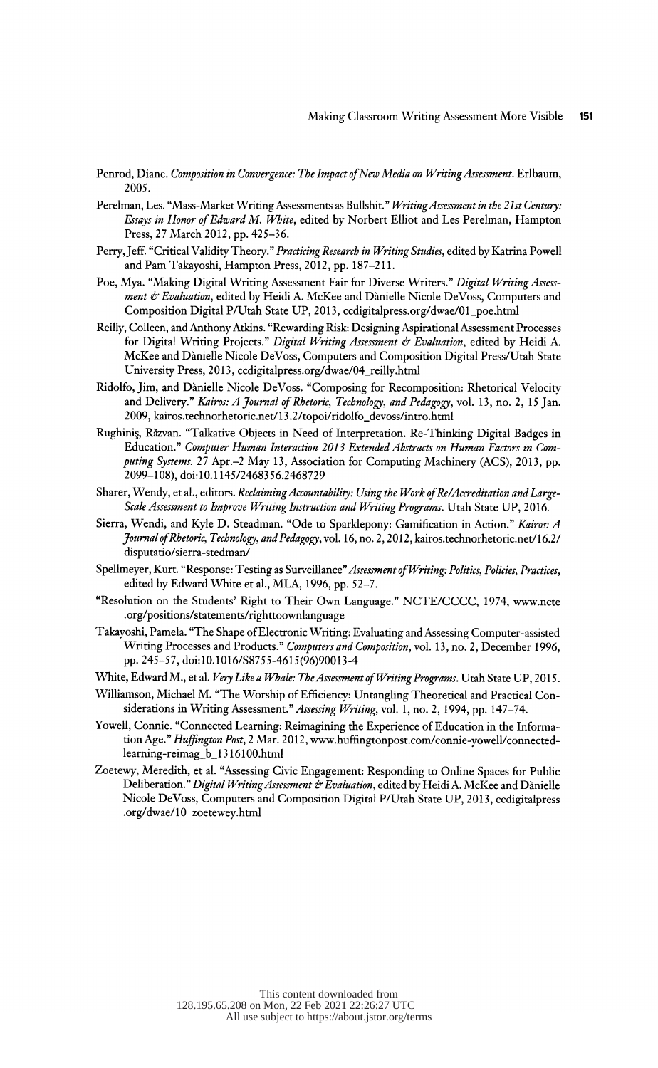Penrod, Diane. *Composition in Convergence: The Impact of New Media on Writing Assessment.* Erlbaum, 2005.

Perelman, Les. "Mass-Market Writing Assessments as Bullshit." *Writing Assessment in the 21st Century: Essays in Honor of Edward M. White*, edited by Norbert Elliot and Les Perelman, Hampton Press, 27 March 2012, pp. 425–36.

Perry, Jeff. "Critical Validity Theory." *Practicing Research in Writing Studies*, edited by Katrina Powell and Pam Takayoshi, Hampton Press, 2012, pp. 187–211.

Poe, Mya. "Making Digital Writing Assessment Fair for Diverse Writers." *Digital Writing Assessment & Evaluation*, edited by Heidi A. McKee and Dànielle Nicole DeVoss, Computers and Composition Digital P/Utah State UP, 2013, ccdigitalpress.org/dwae/01_poe.html

Reilly, Colleen, and Anthony Atkins. "Rewarding Risk: Designing Aspirational Assessment Processes for Digital Writing Projects." *Digital Writing Assessment & Evaluation*, edited by Heidi A. McKee and Dànielle Nicole DeVoss, Computers and Composition Digital Press/Utah State University Press, 2013, ccdigitalpress.org/dwae/04_reilly.html

Ridolfo, Jim, and Dànielle Nicole DeVoss. "Composing for Recomposition: Rhetorical Velocity and Delivery." *Kairos: A Journal of Rhetoric, Technology, and Pedagogy*, vol. 13, no. 2, 15 Jan. 2009, kairos.technorhetoric.net/13.2/topoi/ridolfo_devoss/intro.html

Rughiniş, Răzvan. "Talkative Objects in Need of Interpretation. Re-Thinking Digital Badges in Education." *Computer Human Interaction 2013 Extended Abstracts on Human Factors in Computing Systems.* 27 Apr.–2 May 13, Association for Computing Machinery (ACS), 2013, pp. 2099–108), doi:10.1145/2468356.2468729

Sharer, Wendy, et al., editors. *Reclaiming Accountability: Using the Work of Re/Accreditation and Large-Scale Assessment to Improve Writing Instruction and Writing Programs.* Utah State UP, 2016.

Sierra, Wendi, and Kyle D. Steadman. "Ode to Sparklepony: Gamification in Action." *Kairos: A Journal of Rhetoric, Technology, and Pedagogy*, vol. 16, no. 2, 2012, kairos.technorhetoric.net/16.2/disputatio/sierra-stedman/

Spellmeyer, Kurt. "Response: Testing as Surveillance" *Assessment of Writing: Politics, Policies, Practices*, edited by Edward White et al., MLA, 1996, pp. 52–7.

"Resolution on the Students' Right to Their Own Language." NCTE/CCCC, 1974, www.ncte.org/positions/statements/righttoownlanguage

Takayoshi, Pamela. "The Shape of Electronic Writing: Evaluating and Assessing Computer-assisted Writing Processes and Products." *Computers and Composition*, vol. 13, no. 2, December 1996, pp. 245–57, doi:10.1016/S8755-4615(96)90013-4

White, Edward M., et al. *Very Like a Whale: The Assessment of Writing Programs.* Utah State UP, 2015.

Williamson, Michael M. "The Worship of Efficiency: Untangling Theoretical and Practical Considerations in Writing Assessment." *Assessing Writing*, vol. 1, no. 2, 1994, pp. 147–74.

Yowell, Connie. "Connected Learning: Reimagining the Experience of Education in the Information Age." *Huffington Post*, 2 Mar. 2012, www.huffingtonpost.com/connie-yowell/connected-learning-reimag_b_1316100.html

Zoetewy, Meredith, et al. "Assessing Civic Engagement: Responding to Online Spaces for Public Deliberation." *Digital Writing Assessment & Evaluation*, edited by Heidi A. McKee and Dànielle Nicole DeVoss, Computers and Composition Digital P/Utah State UP, 2013, ccdigitalpress.org/dwae/10_zoetewey.html